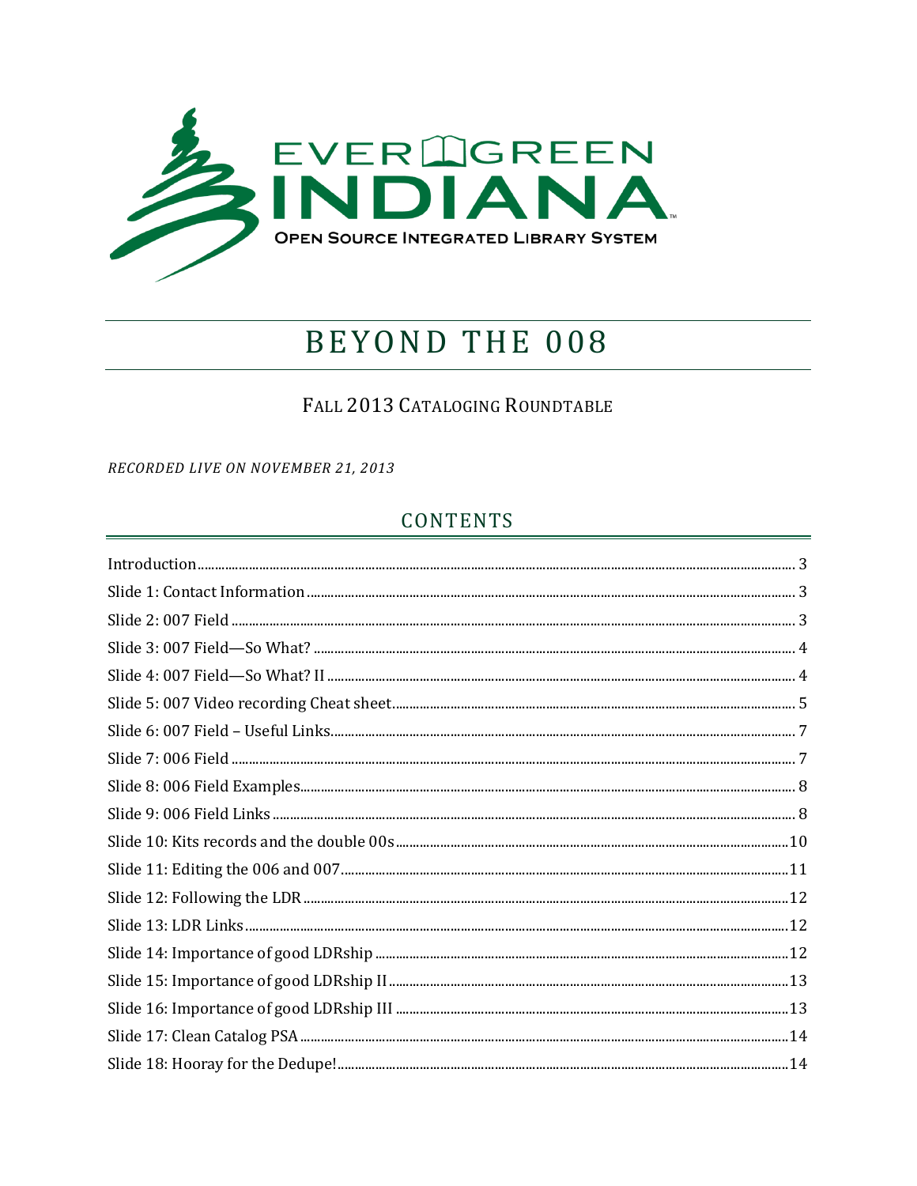EVERGREEN INDIANA

OPEN SOURCE INTEGRATED LIBRARY SYSTEM

# BEYOND THE 008

## FALL 2013 CATALOGING ROUNDTABLE

*RECORDED LIVE ON NOVEMBER 21, 2013*

## CONTENTS

Introduction ........ 3

Slide 1: Contact Information ........ 3

Slide 2: 007 Field ........ 3

Slide 3: 007 Field—So What? ........ 4

Slide 4: 007 Field—So What? II ........ 4

Slide 5: 007 Video recording Cheat sheet ........ 5

Slide 6: 007 Field – Useful Links ........ 7

Slide 7: 006 Field ........ 7

Slide 8: 006 Field Examples ........ 8

Slide 9: 006 Field Links ........ 8

Slide 10: Kits records and the double 00s ........ 10

Slide 11: Editing the 006 and 007 ........ 11

Slide 12: Following the LDR ........ 12

Slide 13: LDR Links ........ 12

Slide 14: Importance of good LDRship ........ 12

Slide 15: Importance of good LDRship II ........ 13

Slide 16: Importance of good LDRship III ........ 13

Slide 17: Clean Catalog PSA ........ 14

Slide 18: Hooray for the Dedupe! ........ 14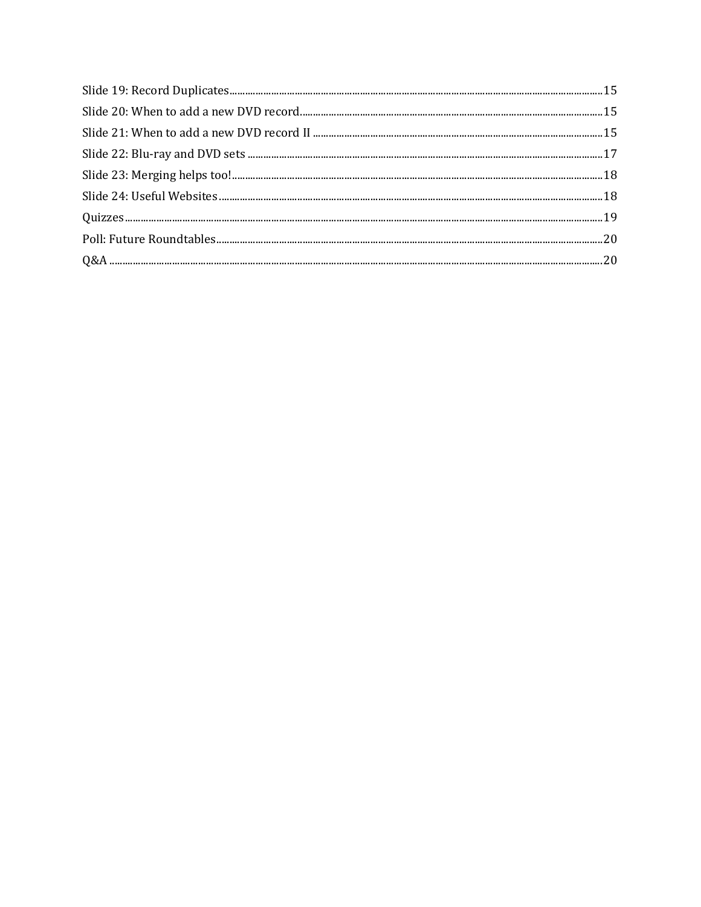Slide 19: Record Duplicates.......................................................................................................................15
Slide 20: When to add a new DVD record...................................................................................................15
Slide 21: When to add a new DVD record II ...............................................................................................15
Slide 22: Blu-ray and DVD sets .......................................................................................................................17
Slide 23: Merging helps too!............................................................................................................................18
Slide 24: Useful Websites .................................................................................................................................18
Quizzes......................................................................................................................................................................19
Poll: Future Roundtables...................................................................................................................................20
Q&A ............................................................................................................................................................................20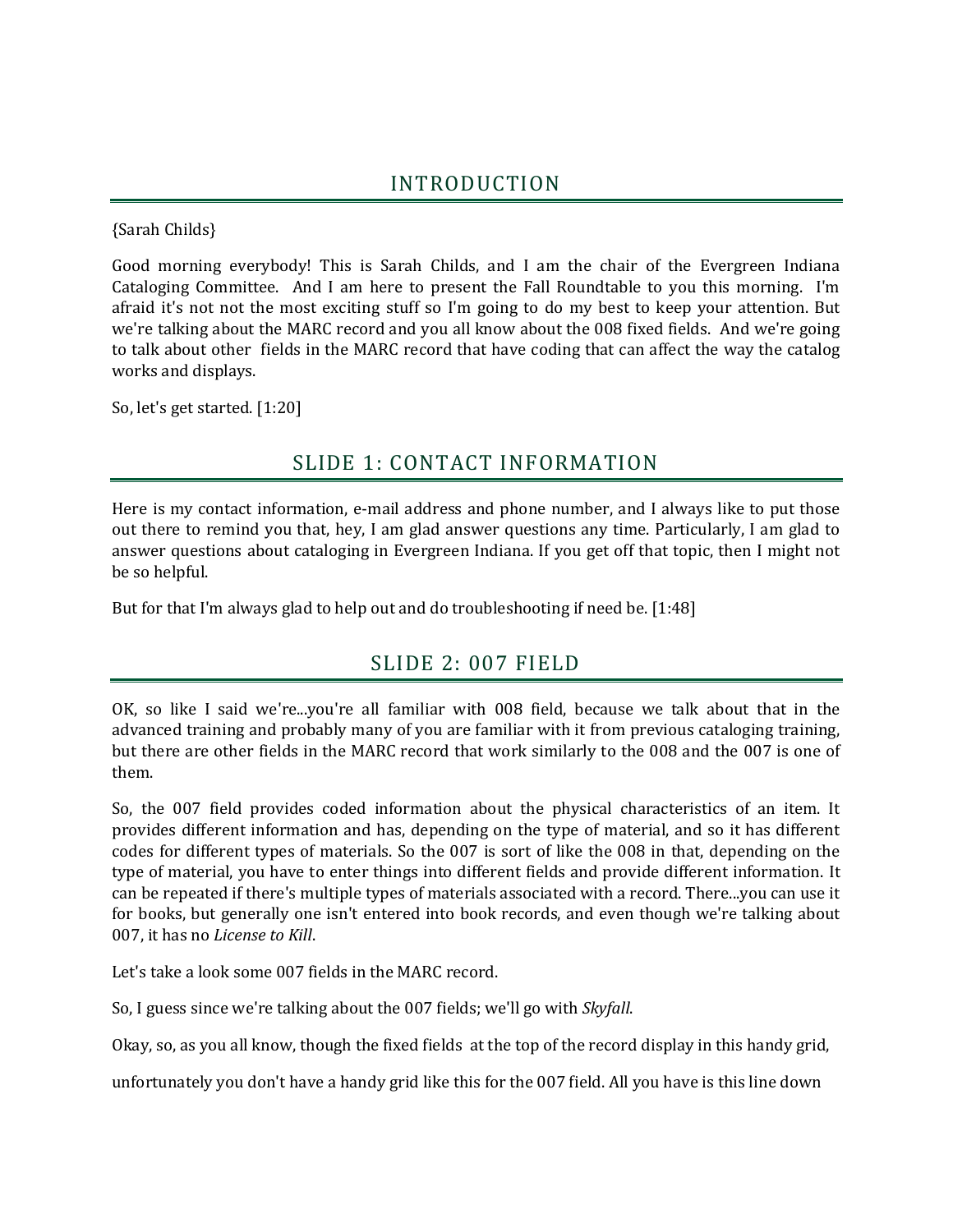## INTRODUCTION

{Sarah Childs}

Good morning everybody! This is Sarah Childs, and I am the chair of the Evergreen Indiana Cataloging Committee. And I am here to present the Fall Roundtable to you this morning. I'm afraid it's not not the most exciting stuff so I'm going to do my best to keep your attention. But we're talking about the MARC record and you all know about the 008 fixed fields. And we're going to talk about other fields in the MARC record that have coding that can affect the way the catalog works and displays.

So, let's get started. [1:20]

## SLIDE 1: CONTACT INFORMATION

Here is my contact information, e-mail address and phone number, and I always like to put those out there to remind you that, hey, I am glad answer questions any time. Particularly, I am glad to answer questions about cataloging in Evergreen Indiana. If you get off that topic, then I might not be so helpful.

But for that I'm always glad to help out and do troubleshooting if need be. [1:48]

## SLIDE 2: 007 FIELD

OK, so like I said we're...you're all familiar with 008 field, because we talk about that in the advanced training and probably many of you are familiar with it from previous cataloging training, but there are other fields in the MARC record that work similarly to the 008 and the 007 is one of them.

So, the 007 field provides coded information about the physical characteristics of an item. It provides different information and has, depending on the type of material, and so it has different codes for different types of materials. So the 007 is sort of like the 008 in that, depending on the type of material, you have to enter things into different fields and provide different information. It can be repeated if there's multiple types of materials associated with a record. There...you can use it for books, but generally one isn't entered into book records, and even though we're talking about 007, it has no *License to Kill*.

Let's take a look some 007 fields in the MARC record.

So, I guess since we're talking about the 007 fields; we'll go with *Skyfall*.

Okay, so, as you all know, though the fixed fields at the top of the record display in this handy grid,

unfortunately you don't have a handy grid like this for the 007 field. All you have is this line down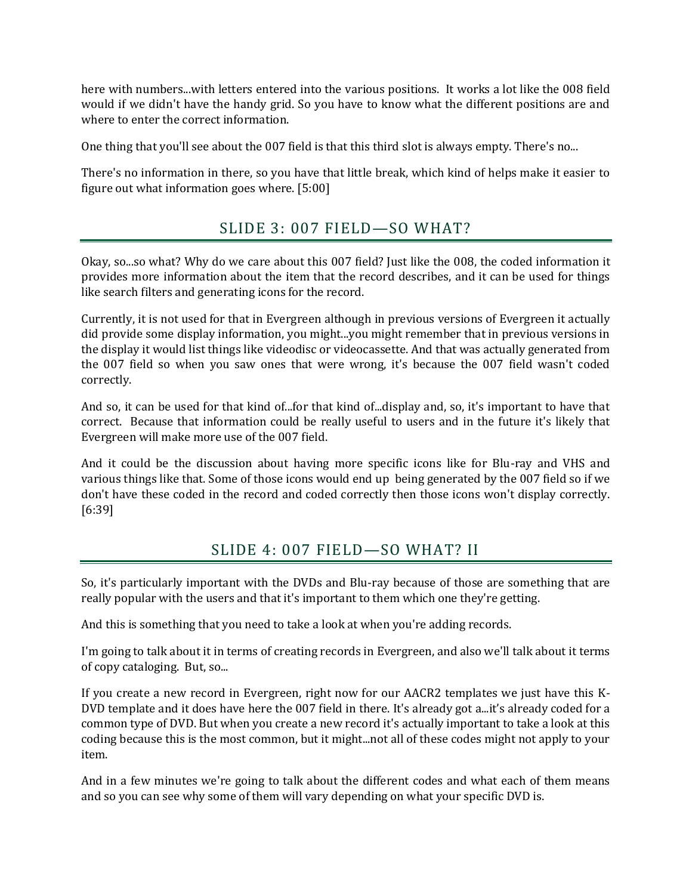here with numbers...with letters entered into the various positions. It works a lot like the 008 field would if we didn't have the handy grid. So you have to know what the different positions are and where to enter the correct information.

One thing that you'll see about the 007 field is that this third slot is always empty. There's no...

There's no information in there, so you have that little break, which kind of helps make it easier to figure out what information goes where. [5:00]

## SLIDE 3: 007 FIELD—SO WHAT?

Okay, so...so what? Why do we care about this 007 field? Just like the 008, the coded information it provides more information about the item that the record describes, and it can be used for things like search filters and generating icons for the record.

Currently, it is not used for that in Evergreen although in previous versions of Evergreen it actually did provide some display information, you might...you might remember that in previous versions in the display it would list things like videodisc or videocassette. And that was actually generated from the 007 field so when you saw ones that were wrong, it's because the 007 field wasn't coded correctly.

And so, it can be used for that kind of...for that kind of...display and, so, it's important to have that correct. Because that information could be really useful to users and in the future it's likely that Evergreen will make more use of the 007 field.

And it could be the discussion about having more specific icons like for Blu-ray and VHS and various things like that. Some of those icons would end up being generated by the 007 field so if we don't have these coded in the record and coded correctly then those icons won't display correctly. [6:39]

## SLIDE 4: 007 FIELD—SO WHAT? II

So, it's particularly important with the DVDs and Blu-ray because of those are something that are really popular with the users and that it's important to them which one they're getting.

And this is something that you need to take a look at when you're adding records.

I'm going to talk about it in terms of creating records in Evergreen, and also we'll talk about it terms of copy cataloging. But, so...

If you create a new record in Evergreen, right now for our AACR2 templates we just have this K-DVD template and it does have here the 007 field in there. It's already got a...it's already coded for a common type of DVD. But when you create a new record it's actually important to take a look at this coding because this is the most common, but it might...not all of these codes might not apply to your item.

And in a few minutes we're going to talk about the different codes and what each of them means and so you can see why some of them will vary depending on what your specific DVD is.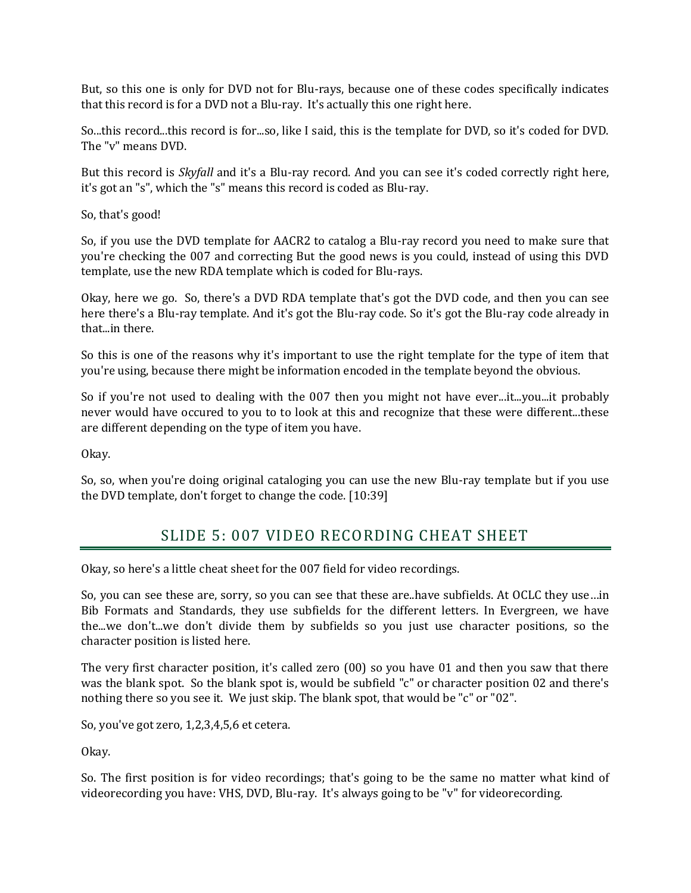But, so this one is only for DVD not for Blu-rays, because one of these codes specifically indicates that this record is for a DVD not a Blu-ray. It's actually this one right here.

So...this record...this record is for...so, like I said, this is the template for DVD, so it's coded for DVD. The "v" means DVD.

But this record is *Skyfall* and it's a Blu-ray record. And you can see it's coded correctly right here, it's got an "s", which the "s" means this record is coded as Blu-ray.

So, that's good!

So, if you use the DVD template for AACR2 to catalog a Blu-ray record you need to make sure that you're checking the 007 and correcting But the good news is you could, instead of using this DVD template, use the new RDA template which is coded for Blu-rays.

Okay, here we go. So, there's a DVD RDA template that's got the DVD code, and then you can see here there's a Blu-ray template. And it's got the Blu-ray code. So it's got the Blu-ray code already in that...in there.

So this is one of the reasons why it's important to use the right template for the type of item that you're using, because there might be information encoded in the template beyond the obvious.

So if you're not used to dealing with the 007 then you might not have ever...it...you...it probably never would have occured to you to to look at this and recognize that these were different...these are different depending on the type of item you have.

Okay.

So, so, when you're doing original cataloging you can use the new Blu-ray template but if you use the DVD template, don't forget to change the code. [10:39]

## SLIDE 5: 007 VIDEO RECORDING CHEAT SHEET

Okay, so here's a little cheat sheet for the 007 field for video recordings.

So, you can see these are, sorry, so you can see that these are..have subfields. At OCLC they use …in Bib Formats and Standards, they use subfields for the different letters. In Evergreen, we have the...we don't...we don't divide them by subfields so you just use character positions, so the character position is listed here.

The very first character position, it's called zero (00) so you have 01 and then you saw that there was the blank spot. So the blank spot is, would be subfield "c" or character position 02 and there's nothing there so you see it. We just skip. The blank spot, that would be "c" or "02".

So, you've got zero, 1,2,3,4,5,6 et cetera.

Okay.

So. The first position is for video recordings; that's going to be the same no matter what kind of videorecording you have: VHS, DVD, Blu-ray. It's always going to be "v" for videorecording.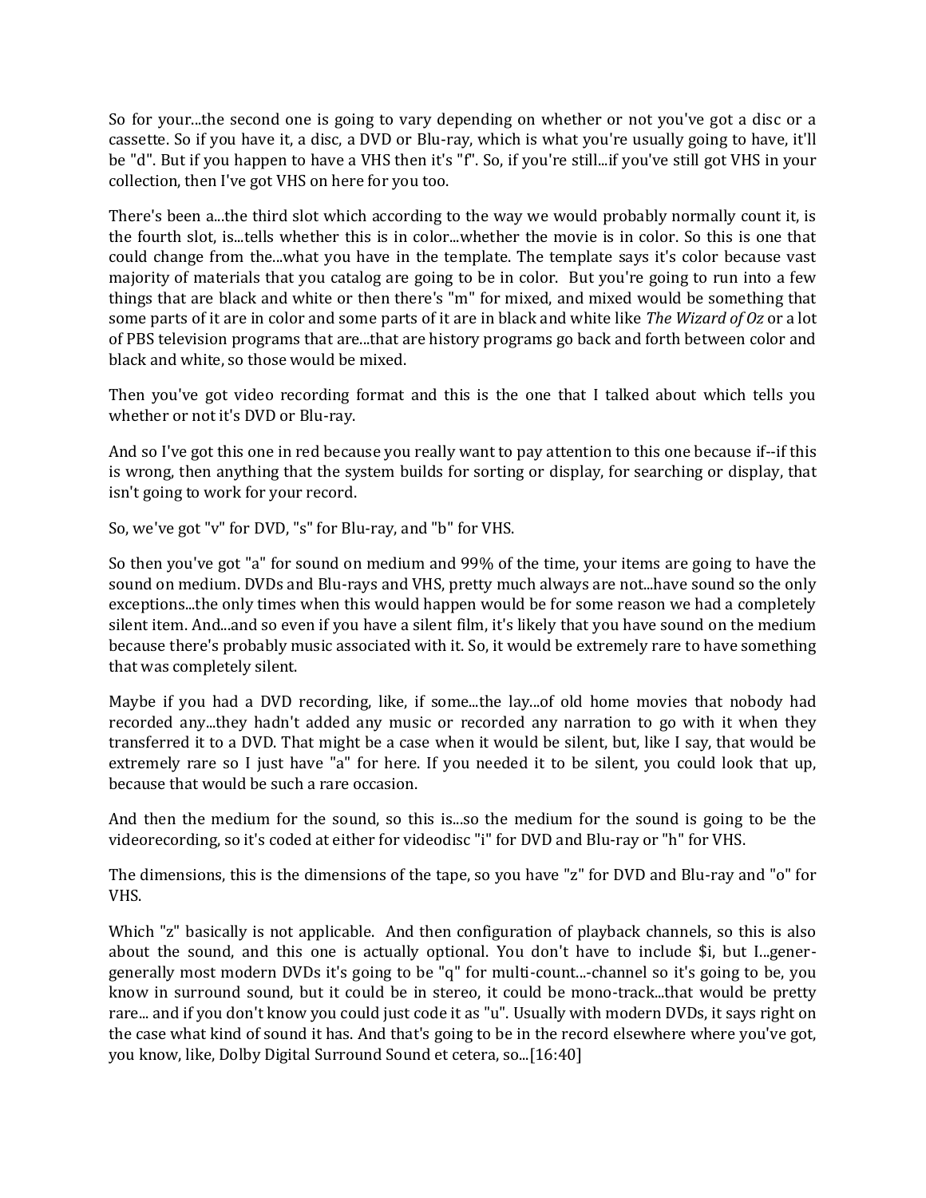So for your...the second one is going to vary depending on whether or not you've got a disc or a cassette. So if you have it, a disc, a DVD or Blu-ray, which is what you're usually going to have, it'll be "d". But if you happen to have a VHS then it's "f". So, if you're still...if you've still got VHS in your collection, then I've got VHS on here for you too.

There's been a...the third slot which according to the way we would probably normally count it, is the fourth slot, is...tells whether this is in color...whether the movie is in color. So this is one that could change from the...what you have in the template. The template says it's color because vast majority of materials that you catalog are going to be in color. But you're going to run into a few things that are black and white or then there's "m" for mixed, and mixed would be something that some parts of it are in color and some parts of it are in black and white like *The Wizard of Oz* or a lot of PBS television programs that are...that are history programs go back and forth between color and black and white, so those would be mixed.

Then you've got video recording format and this is the one that I talked about which tells you whether or not it's DVD or Blu-ray.

And so I've got this one in red because you really want to pay attention to this one because if--if this is wrong, then anything that the system builds for sorting or display, for searching or display, that isn't going to work for your record.

So, we've got "v" for DVD, "s" for Blu-ray, and "b" for VHS.

So then you've got "a" for sound on medium and 99% of the time, your items are going to have the sound on medium. DVDs and Blu-rays and VHS, pretty much always are not...have sound so the only exceptions...the only times when this would happen would be for some reason we had a completely silent item. And...and so even if you have a silent film, it's likely that you have sound on the medium because there's probably music associated with it. So, it would be extremely rare to have something that was completely silent.

Maybe if you had a DVD recording, like, if some...the lay...of old home movies that nobody had recorded any...they hadn't added any music or recorded any narration to go with it when they transferred it to a DVD. That might be a case when it would be silent, but, like I say, that would be extremely rare so I just have "a" for here. If you needed it to be silent, you could look that up, because that would be such a rare occasion.

And then the medium for the sound, so this is...so the medium for the sound is going to be the videorecording, so it's coded at either for videodisc "i" for DVD and Blu-ray or "h" for VHS.

The dimensions, this is the dimensions of the tape, so you have "z" for DVD and Blu-ray and "o" for VHS.

Which "z" basically is not applicable. And then configuration of playback channels, so this is also about the sound, and this one is actually optional. You don't have to include $i, but I...gener-generally most modern DVDs it's going to be "q" for multi-count...-channel so it's going to be, you know in surround sound, but it could be in stereo, it could be mono-track...that would be pretty rare... and if you don't know you could just code it as "u". Usually with modern DVDs, it says right on the case what kind of sound it has. And that's going to be in the record elsewhere where you've got, you know, like, Dolby Digital Surround Sound et cetera, so...[16:40]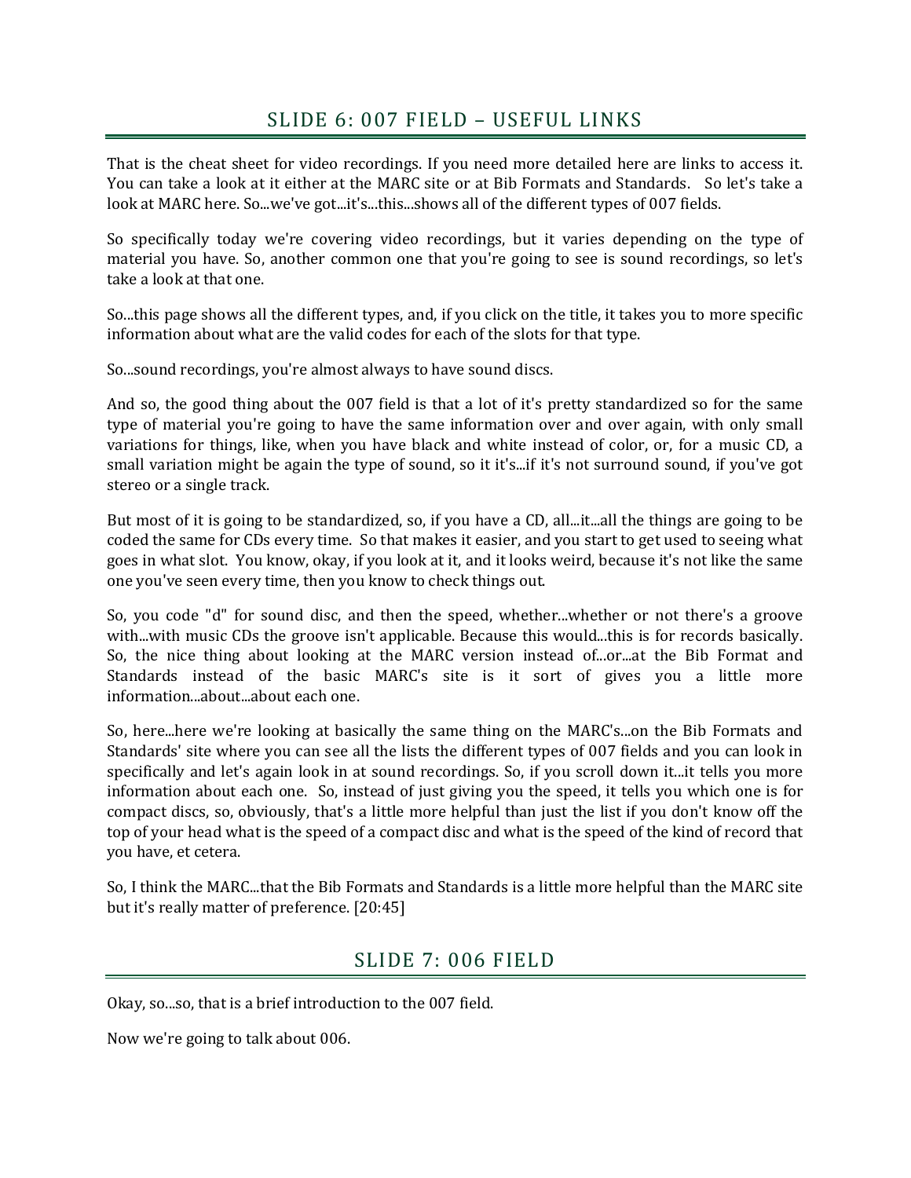## SLIDE 6: 007 FIELD – USEFUL LINKS

That is the cheat sheet for video recordings. If you need more detailed here are links to access it. You can take a look at it either at the MARC site or at Bib Formats and Standards. So let's take a look at MARC here. So...we've got...it's...this...shows all of the different types of 007 fields.

So specifically today we're covering video recordings, but it varies depending on the type of material you have. So, another common one that you're going to see is sound recordings, so let's take a look at that one.

So...this page shows all the different types, and, if you click on the title, it takes you to more specific information about what are the valid codes for each of the slots for that type.

So...sound recordings, you're almost always to have sound discs.

And so, the good thing about the 007 field is that a lot of it's pretty standardized so for the same type of material you're going to have the same information over and over again, with only small variations for things, like, when you have black and white instead of color, or, for a music CD, a small variation might be again the type of sound, so it it's...if it's not surround sound, if you've got stereo or a single track.

But most of it is going to be standardized, so, if you have a CD, all...it...all the things are going to be coded the same for CDs every time. So that makes it easier, and you start to get used to seeing what goes in what slot. You know, okay, if you look at it, and it looks weird, because it's not like the same one you've seen every time, then you know to check things out.

So, you code "d" for sound disc, and then the speed, whether...whether or not there's a groove with...with music CDs the groove isn't applicable. Because this would...this is for records basically. So, the nice thing about looking at the MARC version instead of...or...at the Bib Format and Standards instead of the basic MARC's site is it sort of gives you a little more information...about...about each one.

So, here...here we're looking at basically the same thing on the MARC's...on the Bib Formats and Standards' site where you can see all the lists the different types of 007 fields and you can look in specifically and let's again look in at sound recordings. So, if you scroll down it...it tells you more information about each one. So, instead of just giving you the speed, it tells you which one is for compact discs, so, obviously, that's a little more helpful than just the list if you don't know off the top of your head what is the speed of a compact disc and what is the speed of the kind of record that you have, et cetera.

So, I think the MARC...that the Bib Formats and Standards is a little more helpful than the MARC site but it's really matter of preference. [20:45]

## SLIDE 7: 006 FIELD

Okay, so...so, that is a brief introduction to the 007 field.

Now we're going to talk about 006.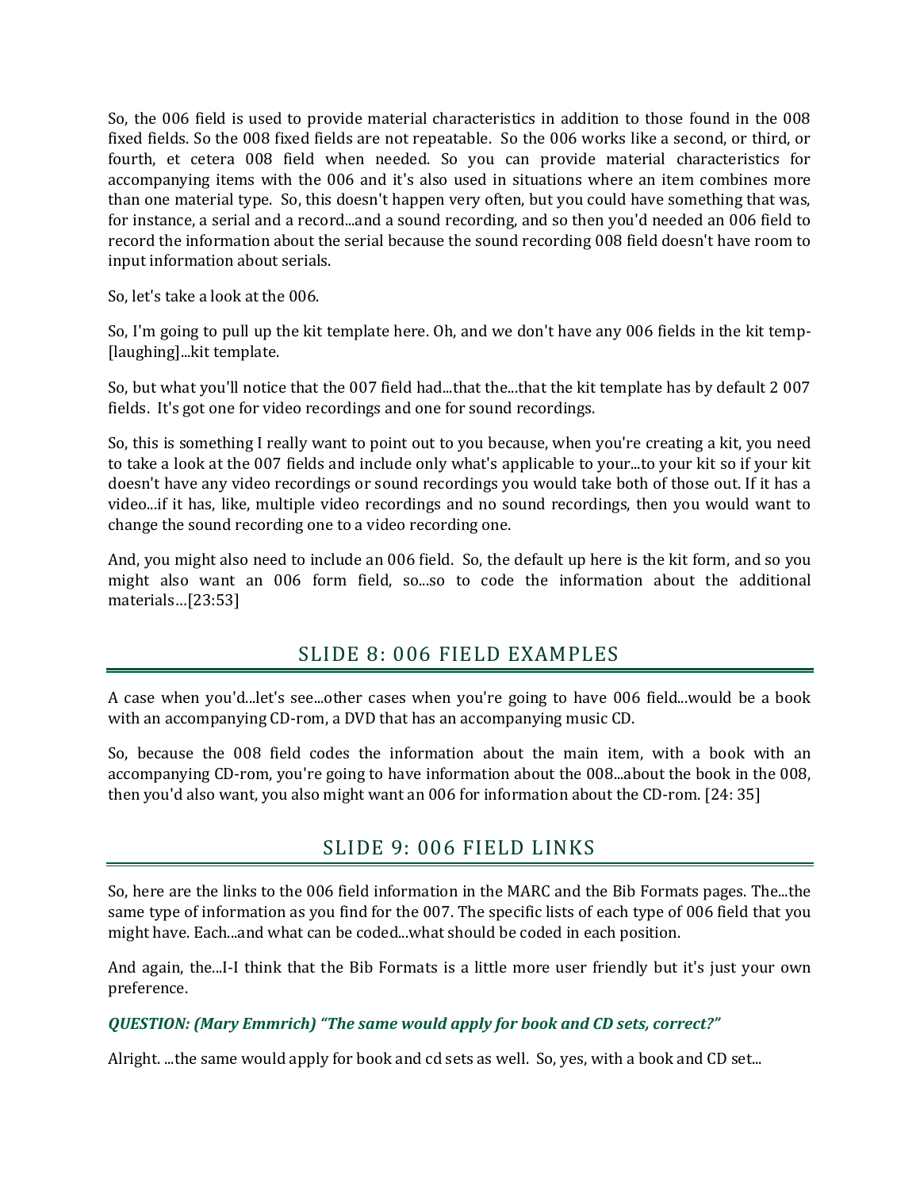So, the 006 field is used to provide material characteristics in addition to those found in the 008 fixed fields. So the 008 fixed fields are not repeatable. So the 006 works like a second, or third, or fourth, et cetera 008 field when needed. So you can provide material characteristics for accompanying items with the 006 and it's also used in situations where an item combines more than one material type. So, this doesn't happen very often, but you could have something that was, for instance, a serial and a record...and a sound recording, and so then you'd needed an 006 field to record the information about the serial because the sound recording 008 field doesn't have room to input information about serials.

So, let's take a look at the 006.

So, I'm going to pull up the kit template here. Oh, and we don't have any 006 fields in the kit temp-[laughing]...kit template.

So, but what you'll notice that the 007 field had...that the...that the kit template has by default 2 007 fields. It's got one for video recordings and one for sound recordings.

So, this is something I really want to point out to you because, when you're creating a kit, you need to take a look at the 007 fields and include only what's applicable to your...to your kit so if your kit doesn't have any video recordings or sound recordings you would take both of those out. If it has a video...if it has, like, multiple video recordings and no sound recordings, then you would want to change the sound recording one to a video recording one.

And, you might also need to include an 006 field. So, the default up here is the kit form, and so you might also want an 006 form field, so...so to code the information about the additional materials…[23:53]

## SLIDE 8: 006 FIELD EXAMPLES

A case when you'd...let's see...other cases when you're going to have 006 field...would be a book with an accompanying CD-rom, a DVD that has an accompanying music CD.

So, because the 008 field codes the information about the main item, with a book with an accompanying CD-rom, you're going to have information about the 008...about the book in the 008, then you'd also want, you also might want an 006 for information about the CD-rom. [24: 35]

## SLIDE 9: 006 FIELD LINKS

So, here are the links to the 006 field information in the MARC and the Bib Formats pages. The...the same type of information as you find for the 007. The specific lists of each type of 006 field that you might have. Each...and what can be coded...what should be coded in each position.

And again, the...I-I think that the Bib Formats is a little more user friendly but it's just your own preference.

***QUESTION: (Mary Emmrich) "The same would apply for book and CD sets, correct?"***

Alright. ...the same would apply for book and cd sets as well. So, yes, with a book and CD set...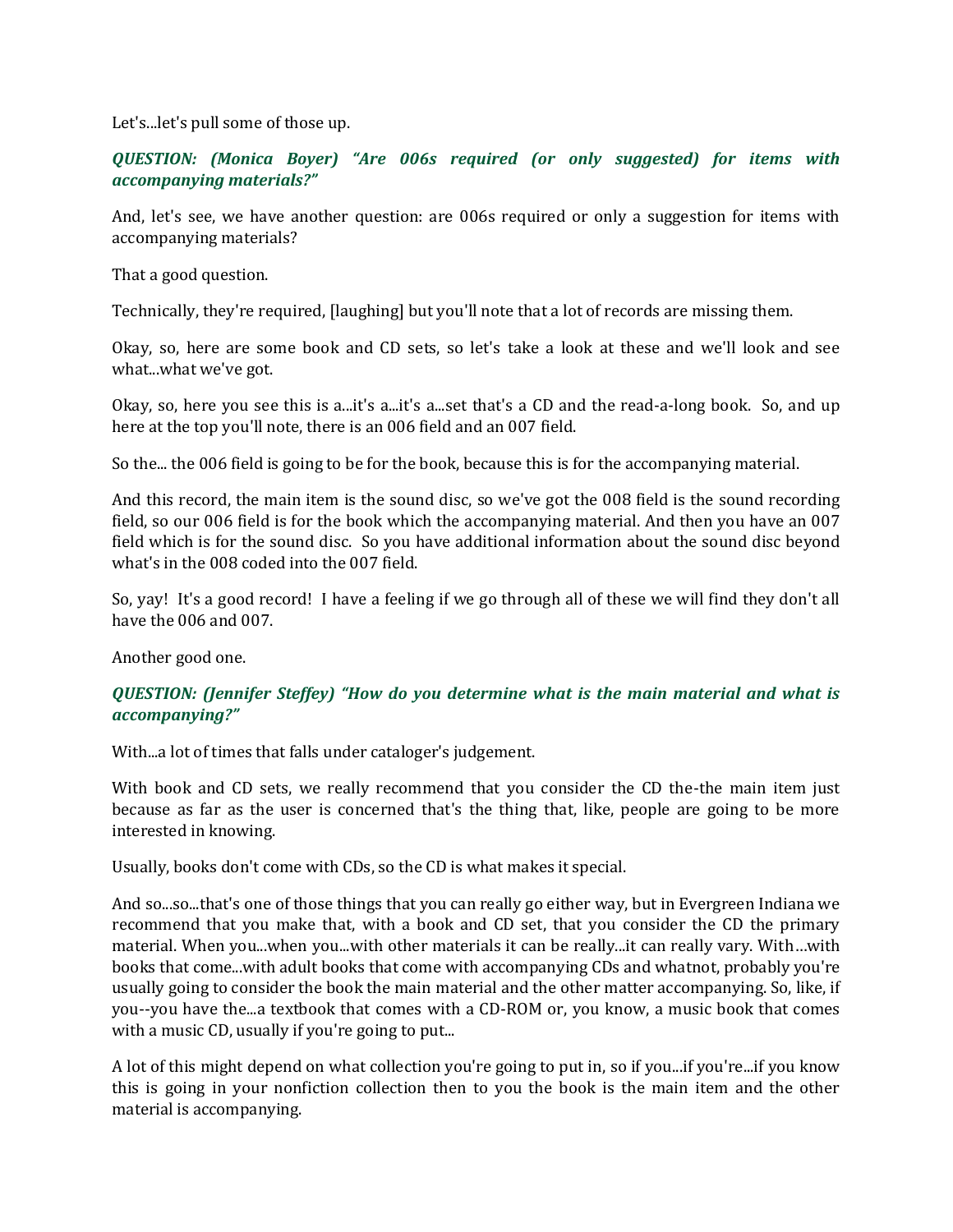Let's...let's pull some of those up.

***QUESTION: (Monica Boyer) "Are 006s required (or only suggested) for items with accompanying materials?"***

And, let's see, we have another question: are 006s required or only a suggestion for items with accompanying materials?

That a good question.

Technically, they're required, [laughing] but you'll note that a lot of records are missing them.

Okay, so, here are some book and CD sets, so let's take a look at these and we'll look and see what...what we've got.

Okay, so, here you see this is a...it's a...it's a...set that's a CD and the read-a-long book. So, and up here at the top you'll note, there is an 006 field and an 007 field.

So the... the 006 field is going to be for the book, because this is for the accompanying material.

And this record, the main item is the sound disc, so we've got the 008 field is the sound recording field, so our 006 field is for the book which the accompanying material. And then you have an 007 field which is for the sound disc. So you have additional information about the sound disc beyond what's in the 008 coded into the 007 field.

So, yay! It's a good record! I have a feeling if we go through all of these we will find they don't all have the 006 and 007.

Another good one.

***QUESTION: (Jennifer Steffey) "How do you determine what is the main material and what is accompanying?"***

With...a lot of times that falls under cataloger's judgement.

With book and CD sets, we really recommend that you consider the CD the-the main item just because as far as the user is concerned that's the thing that, like, people are going to be more interested in knowing.

Usually, books don't come with CDs, so the CD is what makes it special.

And so...so...that's one of those things that you can really go either way, but in Evergreen Indiana we recommend that you make that, with a book and CD set, that you consider the CD the primary material. When you...when you...with other materials it can be really...it can really vary. With…with books that come...with adult books that come with accompanying CDs and whatnot, probably you're usually going to consider the book the main material and the other matter accompanying. So, like, if you--you have the...a textbook that comes with a CD-ROM or, you know, a music book that comes with a music CD, usually if you're going to put...

A lot of this might depend on what collection you're going to put in, so if you...if you're...if you know this is going in your nonfiction collection then to you the book is the main item and the other material is accompanying.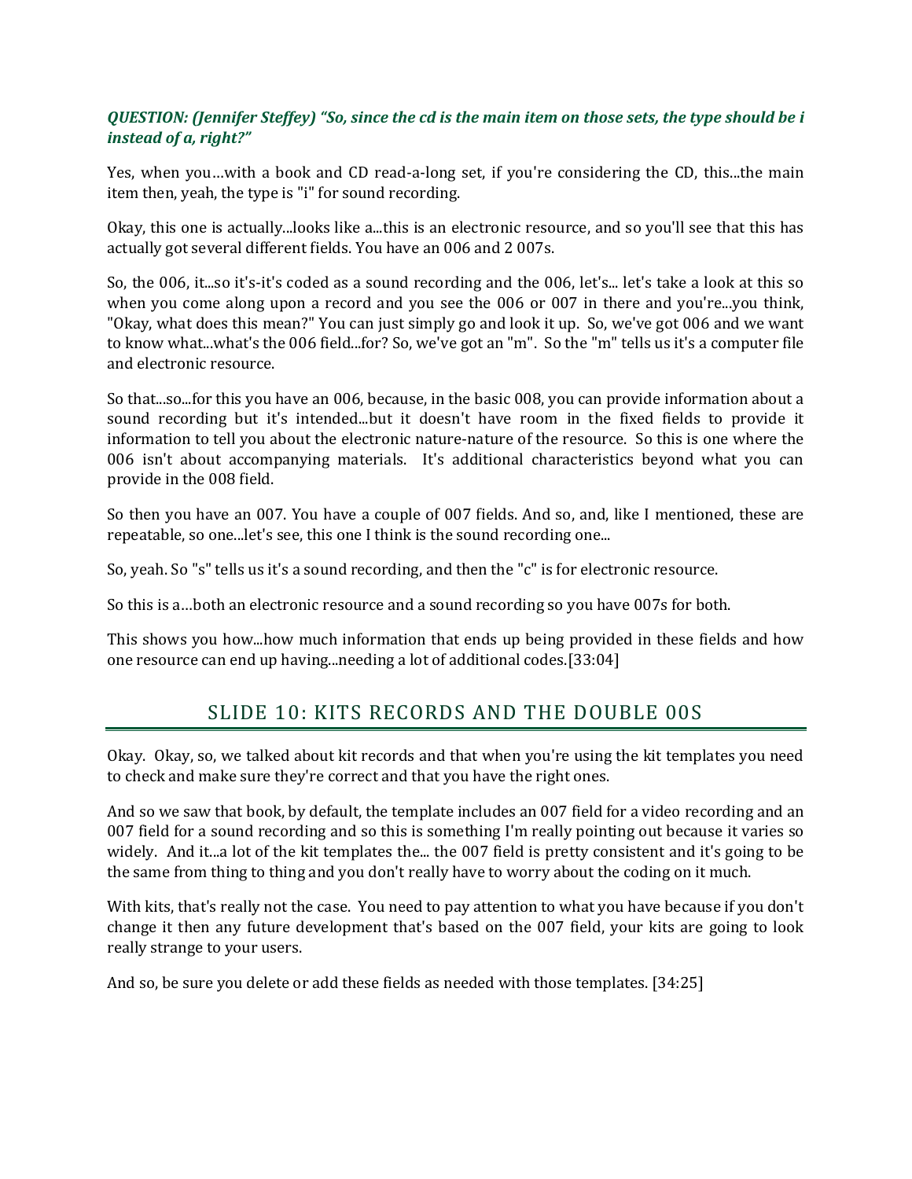***QUESTION: (Jennifer Steffey) "So, since the cd is the main item on those sets, the type should be i instead of a, right?"***

Yes, when you…with a book and CD read-a-long set, if you're considering the CD, this...the main item then, yeah, the type is "i" for sound recording.

Okay, this one is actually...looks like a...this is an electronic resource, and so you'll see that this has actually got several different fields. You have an 006 and 2 007s.

So, the 006, it...so it's-it's coded as a sound recording and the 006, let's... let's take a look at this so when you come along upon a record and you see the 006 or 007 in there and you're...you think, "Okay, what does this mean?" You can just simply go and look it up. So, we've got 006 and we want to know what...what's the 006 field...for? So, we've got an "m". So the "m" tells us it's a computer file and electronic resource.

So that...so...for this you have an 006, because, in the basic 008, you can provide information about a sound recording but it's intended...but it doesn't have room in the fixed fields to provide it information to tell you about the electronic nature-nature of the resource. So this is one where the 006 isn't about accompanying materials. It's additional characteristics beyond what you can provide in the 008 field.

So then you have an 007. You have a couple of 007 fields. And so, and, like I mentioned, these are repeatable, so one...let's see, this one I think is the sound recording one...

So, yeah. So "s" tells us it's a sound recording, and then the "c" is for electronic resource.

So this is a…both an electronic resource and a sound recording so you have 007s for both.

This shows you how...how much information that ends up being provided in these fields and how one resource can end up having...needing a lot of additional codes.[33:04]

## SLIDE 10: KITS RECORDS AND THE DOUBLE 00S

Okay. Okay, so, we talked about kit records and that when you're using the kit templates you need to check and make sure they're correct and that you have the right ones.

And so we saw that book, by default, the template includes an 007 field for a video recording and an 007 field for a sound recording and so this is something I'm really pointing out because it varies so widely. And it...a lot of the kit templates the... the 007 field is pretty consistent and it's going to be the same from thing to thing and you don't really have to worry about the coding on it much.

With kits, that's really not the case. You need to pay attention to what you have because if you don't change it then any future development that's based on the 007 field, your kits are going to look really strange to your users.

And so, be sure you delete or add these fields as needed with those templates. [34:25]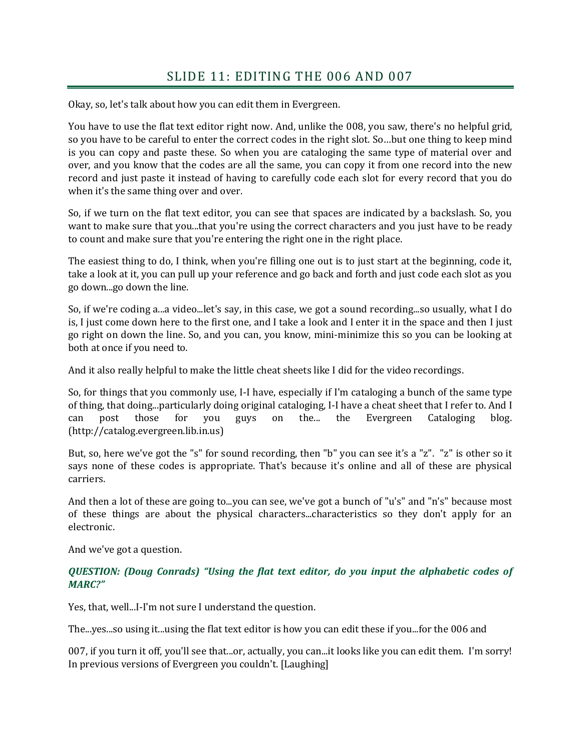## SLIDE 11: EDITING THE 006 AND 007

Okay, so, let's talk about how you can edit them in Evergreen.

You have to use the flat text editor right now. And, unlike the 008, you saw, there's no helpful grid, so you have to be careful to enter the correct codes in the right slot. So…but one thing to keep mind is you can copy and paste these. So when you are cataloging the same type of material over and over, and you know that the codes are all the same, you can copy it from one record into the new record and just paste it instead of having to carefully code each slot for every record that you do when it's the same thing over and over.

So, if we turn on the flat text editor, you can see that spaces are indicated by a backslash. So, you want to make sure that you...that you're using the correct characters and you just have to be ready to count and make sure that you're entering the right one in the right place.

The easiest thing to do, I think, when you're filling one out is to just start at the beginning, code it, take a look at it, you can pull up your reference and go back and forth and just code each slot as you go down...go down the line.

So, if we're coding a...a video...let's say, in this case, we got a sound recording...so usually, what I do is, I just come down here to the first one, and I take a look and I enter it in the space and then I just go right on down the line. So, and you can, you know, mini-minimize this so you can be looking at both at once if you need to.

And it also really helpful to make the little cheat sheets like I did for the video recordings.

So, for things that you commonly use, I-I have, especially if I'm cataloging a bunch of the same type of thing, that doing...particularly doing original cataloging, I-I have a cheat sheet that I refer to. And I can post those for you guys on the... the Evergreen Cataloging blog. (http://catalog.evergreen.lib.in.us)

But, so, here we've got the "s" for sound recording, then "b" you can see it's a "z". "z" is other so it says none of these codes is appropriate. That's because it's online and all of these are physical carriers.

And then a lot of these are going to...you can see, we've got a bunch of "u's" and "n's" because most of these things are about the physical characters...characteristics so they don't apply for an electronic.

And we've got a question.

***QUESTION: (Doug Conrads) "Using the flat text editor, do you input the alphabetic codes of MARC?"***

Yes, that, well...I-I'm not sure I understand the question.

The...yes...so using it...using the flat text editor is how you can edit these if you...for the 006 and

007, if you turn it off, you'll see that...or, actually, you can...it looks like you can edit them. I'm sorry! In previous versions of Evergreen you couldn't. [Laughing]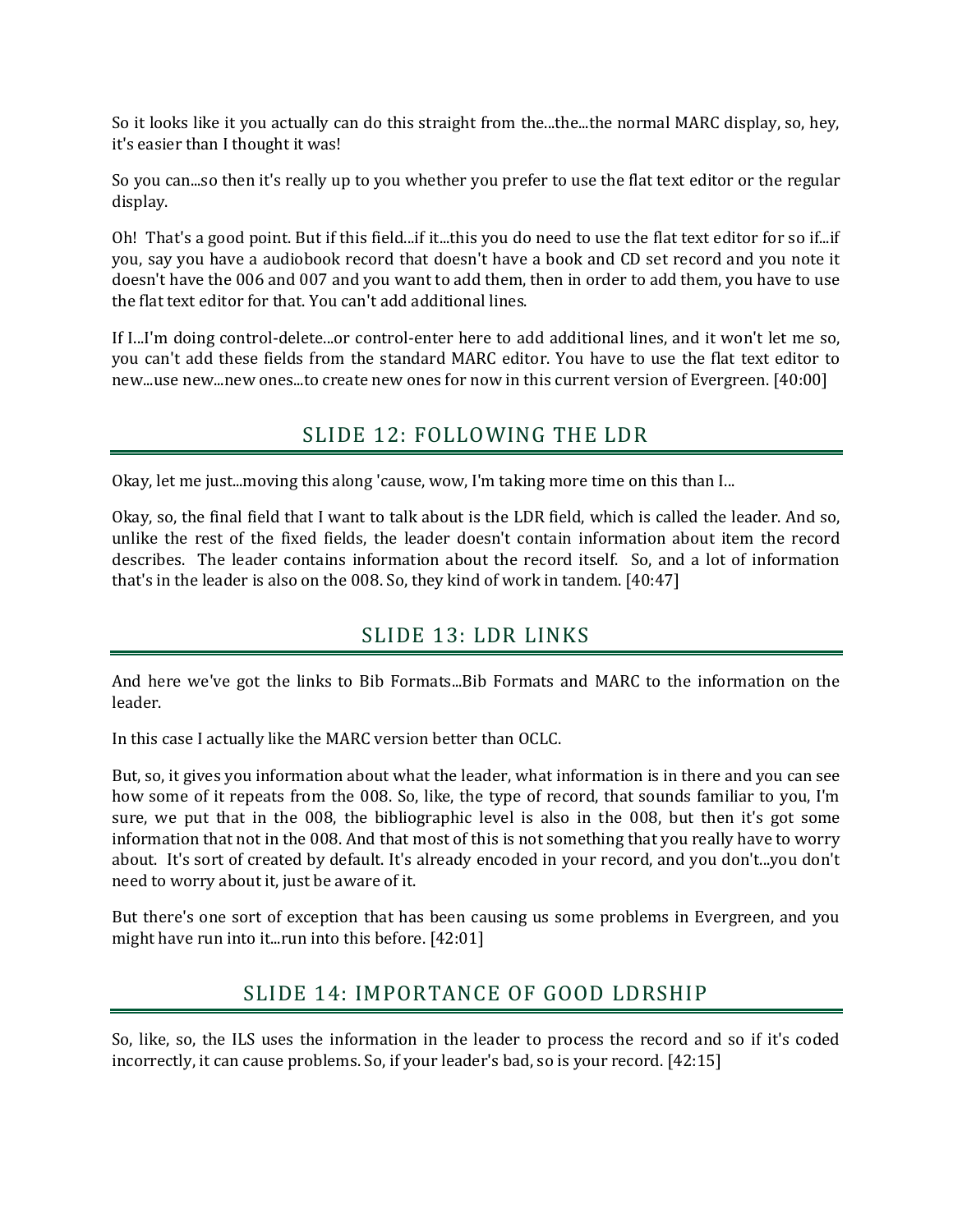So it looks like it you actually can do this straight from the...the...the normal MARC display, so, hey, it's easier than I thought it was!

So you can...so then it's really up to you whether you prefer to use the flat text editor or the regular display.

Oh! That's a good point. But if this field...if it...this you do need to use the flat text editor for so if...if you, say you have a audiobook record that doesn't have a book and CD set record and you note it doesn't have the 006 and 007 and you want to add them, then in order to add them, you have to use the flat text editor for that. You can't add additional lines.

If I...I'm doing control-delete...or control-enter here to add additional lines, and it won't let me so, you can't add these fields from the standard MARC editor. You have to use the flat text editor to new...use new...new ones...to create new ones for now in this current version of Evergreen. [40:00]

## SLIDE 12: FOLLOWING THE LDR

Okay, let me just...moving this along 'cause, wow, I'm taking more time on this than I...

Okay, so, the final field that I want to talk about is the LDR field, which is called the leader. And so, unlike the rest of the fixed fields, the leader doesn't contain information about item the record describes. The leader contains information about the record itself. So, and a lot of information that's in the leader is also on the 008. So, they kind of work in tandem. [40:47]

## SLIDE 13: LDR LINKS

And here we've got the links to Bib Formats...Bib Formats and MARC to the information on the leader.

In this case I actually like the MARC version better than OCLC.

But, so, it gives you information about what the leader, what information is in there and you can see how some of it repeats from the 008. So, like, the type of record, that sounds familiar to you, I'm sure, we put that in the 008, the bibliographic level is also in the 008, but then it's got some information that not in the 008. And that most of this is not something that you really have to worry about. It's sort of created by default. It's already encoded in your record, and you don't...you don't need to worry about it, just be aware of it.

But there's one sort of exception that has been causing us some problems in Evergreen, and you might have run into it...run into this before. [42:01]

## SLIDE 14: IMPORTANCE OF GOOD LDRSHIP

So, like, so, the ILS uses the information in the leader to process the record and so if it's coded incorrectly, it can cause problems. So, if your leader's bad, so is your record. [42:15]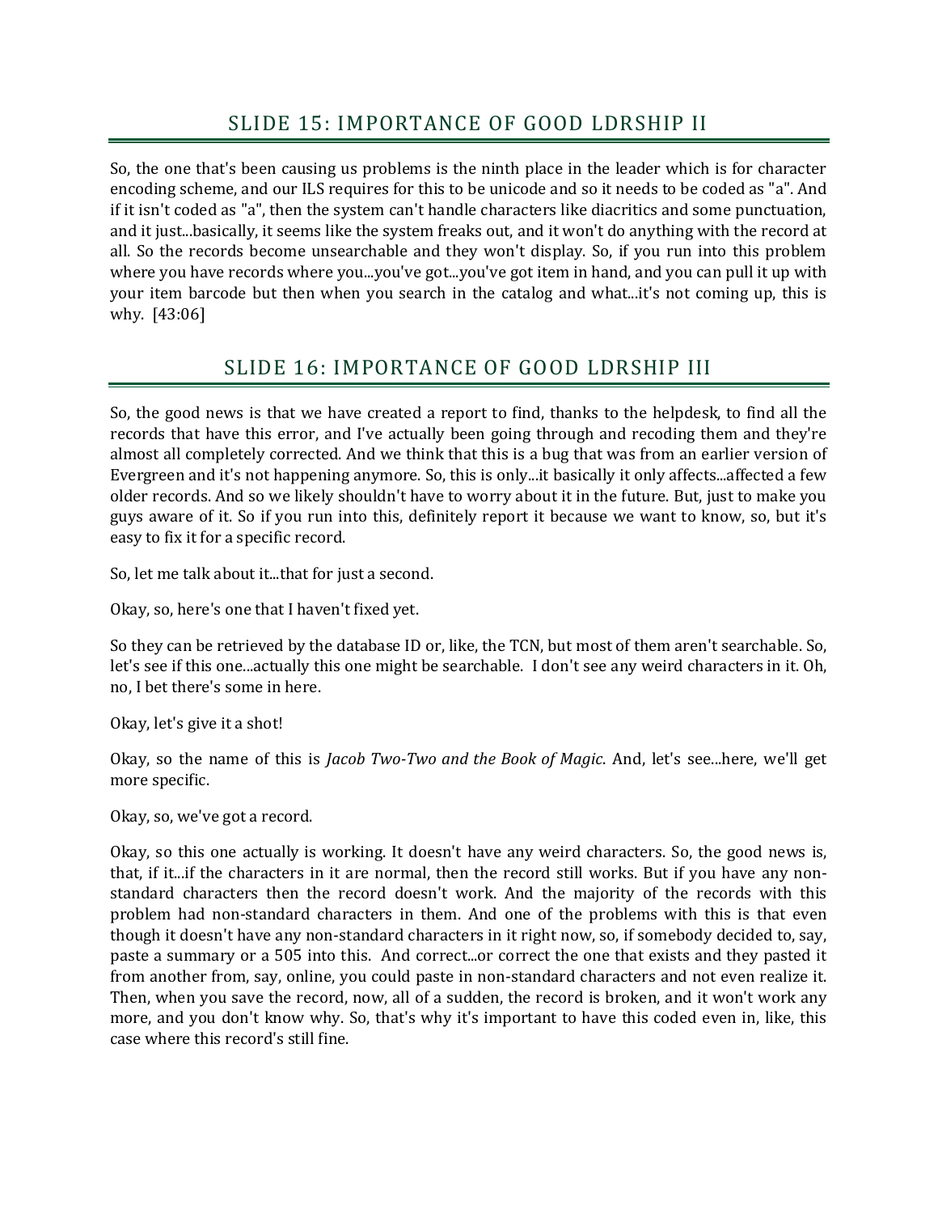## SLIDE 15: IMPORTANCE OF GOOD LDRSHIP II

So, the one that's been causing us problems is the ninth place in the leader which is for character encoding scheme, and our ILS requires for this to be unicode and so it needs to be coded as "a". And if it isn't coded as "a", then the system can't handle characters like diacritics and some punctuation, and it just...basically, it seems like the system freaks out, and it won't do anything with the record at all. So the records become unsearchable and they won't display. So, if you run into this problem where you have records where you...you've got...you've got item in hand, and you can pull it up with your item barcode but then when you search in the catalog and what...it's not coming up, this is why. [43:06]

## SLIDE 16: IMPORTANCE OF GOOD LDRSHIP III

So, the good news is that we have created a report to find, thanks to the helpdesk, to find all the records that have this error, and I've actually been going through and recoding them and they're almost all completely corrected. And we think that this is a bug that was from an earlier version of Evergreen and it's not happening anymore. So, this is only...it basically it only affects...affected a few older records. And so we likely shouldn't have to worry about it in the future. But, just to make you guys aware of it. So if you run into this, definitely report it because we want to know, so, but it's easy to fix it for a specific record.

So, let me talk about it...that for just a second.

Okay, so, here's one that I haven't fixed yet.

So they can be retrieved by the database ID or, like, the TCN, but most of them aren't searchable. So, let's see if this one...actually this one might be searchable. I don't see any weird characters in it. Oh, no, I bet there's some in here.

Okay, let's give it a shot!

Okay, so the name of this is *Jacob Two-Two and the Book of Magic*. And, let's see...here, we'll get more specific.

Okay, so, we've got a record.

Okay, so this one actually is working. It doesn't have any weird characters. So, the good news is, that, if it...if the characters in it are normal, then the record still works. But if you have any non-standard characters then the record doesn't work. And the majority of the records with this problem had non-standard characters in them. And one of the problems with this is that even though it doesn't have any non-standard characters in it right now, so, if somebody decided to, say, paste a summary or a 505 into this. And correct...or correct the one that exists and they pasted it from another from, say, online, you could paste in non-standard characters and not even realize it. Then, when you save the record, now, all of a sudden, the record is broken, and it won't work any more, and you don't know why. So, that's why it's important to have this coded even in, like, this case where this record's still fine.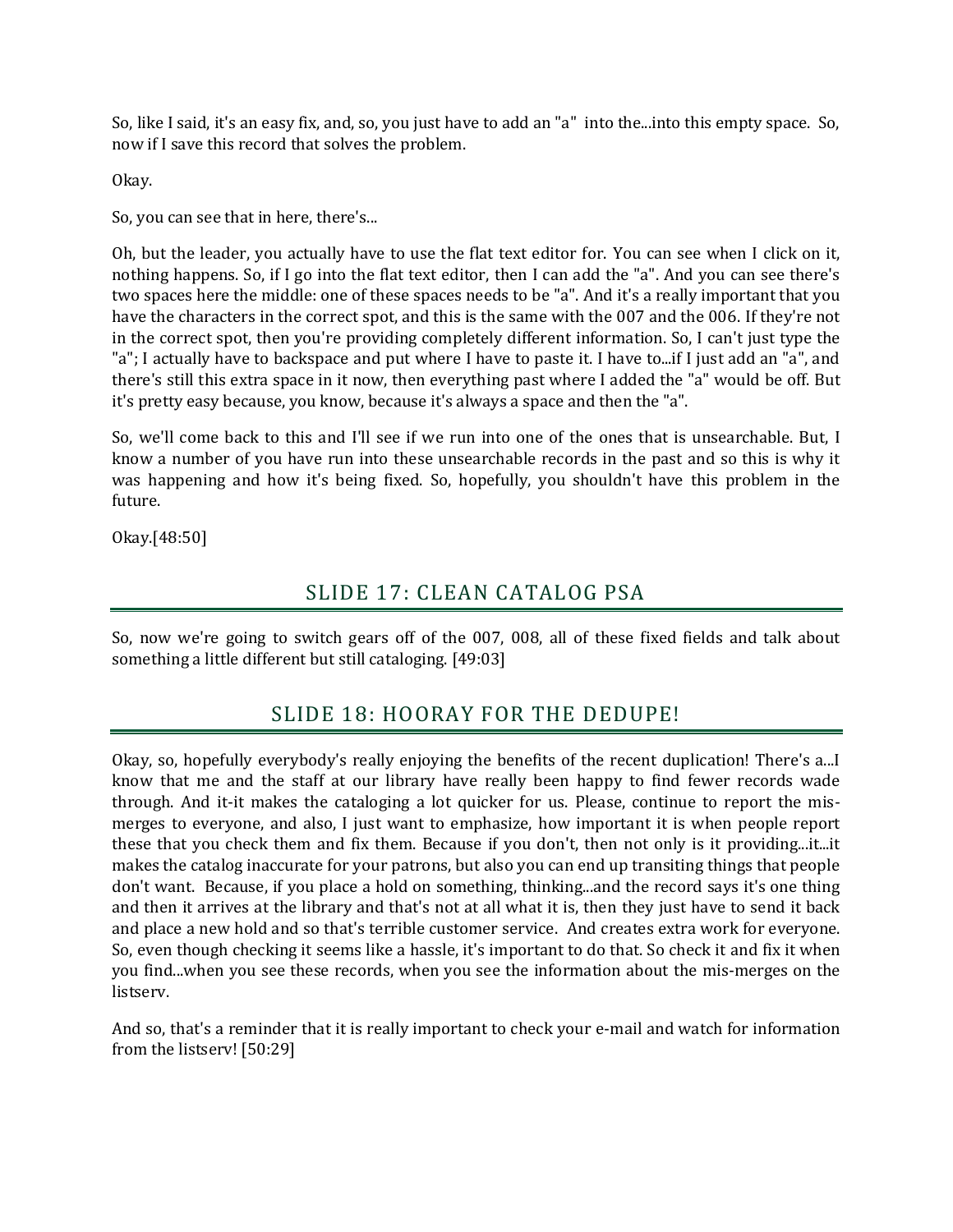So, like I said, it's an easy fix, and, so, you just have to add an "a" into the...into this empty space. So, now if I save this record that solves the problem.

Okay.

So, you can see that in here, there's...

Oh, but the leader, you actually have to use the flat text editor for. You can see when I click on it, nothing happens. So, if I go into the flat text editor, then I can add the "a". And you can see there's two spaces here the middle: one of these spaces needs to be "a". And it's a really important that you have the characters in the correct spot, and this is the same with the 007 and the 006. If they're not in the correct spot, then you're providing completely different information. So, I can't just type the "a"; I actually have to backspace and put where I have to paste it. I have to...if I just add an "a", and there's still this extra space in it now, then everything past where I added the "a" would be off. But it's pretty easy because, you know, because it's always a space and then the "a".

So, we'll come back to this and I'll see if we run into one of the ones that is unsearchable. But, I know a number of you have run into these unsearchable records in the past and so this is why it was happening and how it's being fixed. So, hopefully, you shouldn't have this problem in the future.

Okay.[48:50]

## SLIDE 17: CLEAN CATALOG PSA

So, now we're going to switch gears off of the 007, 008, all of these fixed fields and talk about something a little different but still cataloging. [49:03]

## SLIDE 18: HOORAY FOR THE DEDUPE!

Okay, so, hopefully everybody's really enjoying the benefits of the recent duplication! There's a...I know that me and the staff at our library have really been happy to find fewer records wade through. And it-it makes the cataloging a lot quicker for us. Please, continue to report the mis-merges to everyone, and also, I just want to emphasize, how important it is when people report these that you check them and fix them. Because if you don't, then not only is it providing...it...it makes the catalog inaccurate for your patrons, but also you can end up transiting things that people don't want. Because, if you place a hold on something, thinking...and the record says it's one thing and then it arrives at the library and that's not at all what it is, then they just have to send it back and place a new hold and so that's terrible customer service. And creates extra work for everyone. So, even though checking it seems like a hassle, it's important to do that. So check it and fix it when you find...when you see these records, when you see the information about the mis-merges on the listserv.

And so, that's a reminder that it is really important to check your e-mail and watch for information from the listserv! [50:29]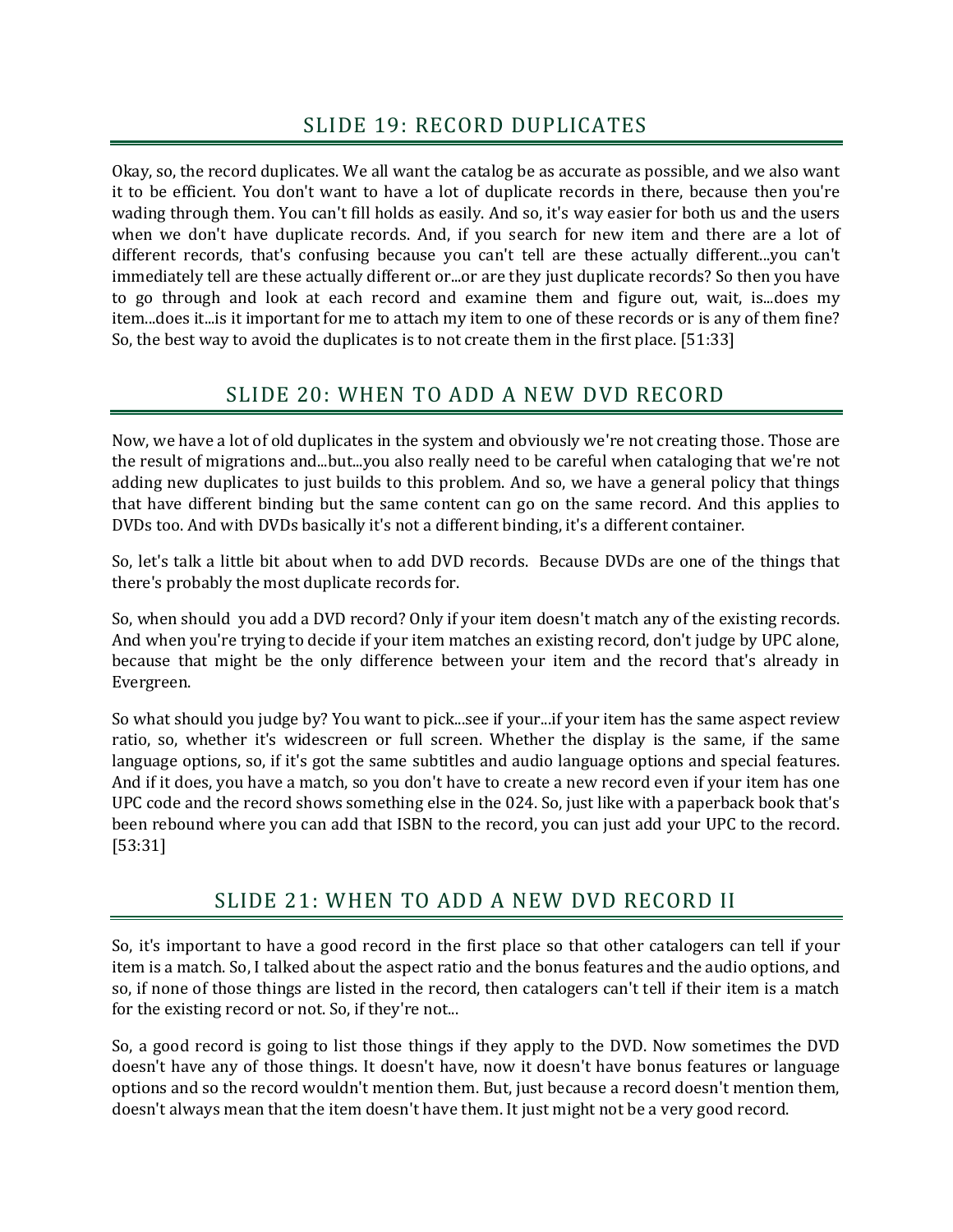## SLIDE 19: RECORD DUPLICATES

Okay, so, the record duplicates. We all want the catalog be as accurate as possible, and we also want it to be efficient. You don't want to have a lot of duplicate records in there, because then you're wading through them. You can't fill holds as easily. And so, it's way easier for both us and the users when we don't have duplicate records. And, if you search for new item and there are a lot of different records, that's confusing because you can't tell are these actually different...you can't immediately tell are these actually different or...or are they just duplicate records? So then you have to go through and look at each record and examine them and figure out, wait, is...does my item...does it...is it important for me to attach my item to one of these records or is any of them fine? So, the best way to avoid the duplicates is to not create them in the first place. [51:33]

## SLIDE 20: WHEN TO ADD A NEW DVD RECORD

Now, we have a lot of old duplicates in the system and obviously we're not creating those. Those are the result of migrations and...but...you also really need to be careful when cataloging that we're not adding new duplicates to just builds to this problem. And so, we have a general policy that things that have different binding but the same content can go on the same record. And this applies to DVDs too. And with DVDs basically it's not a different binding, it's a different container.

So, let's talk a little bit about when to add DVD records. Because DVDs are one of the things that there's probably the most duplicate records for.

So, when should you add a DVD record? Only if your item doesn't match any of the existing records. And when you're trying to decide if your item matches an existing record, don't judge by UPC alone, because that might be the only difference between your item and the record that's already in Evergreen.

So what should you judge by? You want to pick...see if your...if your item has the same aspect review ratio, so, whether it's widescreen or full screen. Whether the display is the same, if the same language options, so, if it's got the same subtitles and audio language options and special features. And if it does, you have a match, so you don't have to create a new record even if your item has one UPC code and the record shows something else in the 024. So, just like with a paperback book that's been rebound where you can add that ISBN to the record, you can just add your UPC to the record. [53:31]

## SLIDE 21: WHEN TO ADD A NEW DVD RECORD II

So, it's important to have a good record in the first place so that other catalogers can tell if your item is a match. So, I talked about the aspect ratio and the bonus features and the audio options, and so, if none of those things are listed in the record, then catalogers can't tell if their item is a match for the existing record or not. So, if they're not...

So, a good record is going to list those things if they apply to the DVD. Now sometimes the DVD doesn't have any of those things. It doesn't have, now it doesn't have bonus features or language options and so the record wouldn't mention them. But, just because a record doesn't mention them, doesn't always mean that the item doesn't have them. It just might not be a very good record.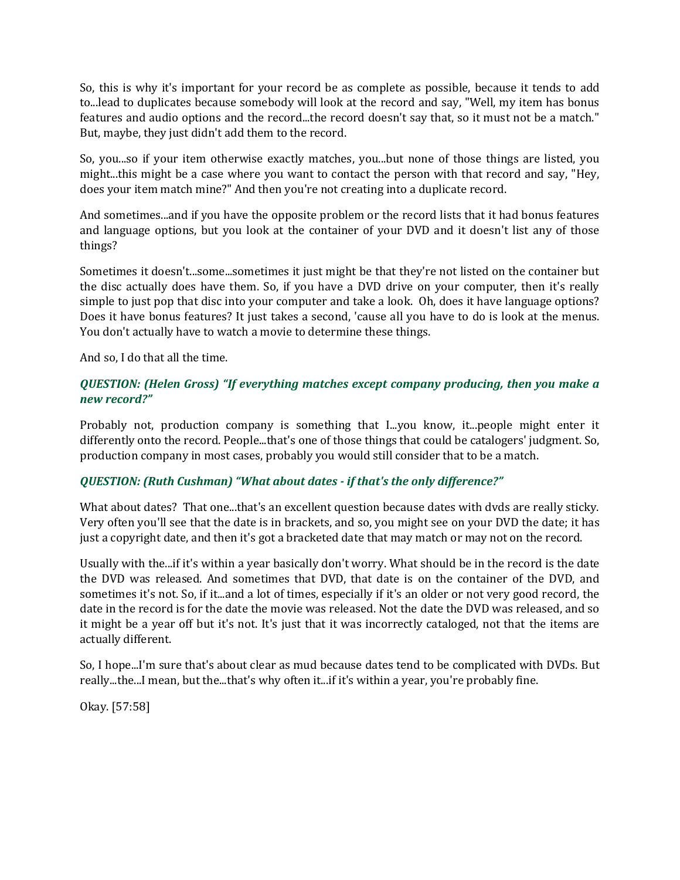So, this is why it's important for your record be as complete as possible, because it tends to add to...lead to duplicates because somebody will look at the record and say, "Well, my item has bonus features and audio options and the record...the record doesn't say that, so it must not be a match." But, maybe, they just didn't add them to the record.

So, you...so if your item otherwise exactly matches, you...but none of those things are listed, you might...this might be a case where you want to contact the person with that record and say, "Hey, does your item match mine?" And then you're not creating into a duplicate record.

And sometimes...and if you have the opposite problem or the record lists that it had bonus features and language options, but you look at the container of your DVD and it doesn't list any of those things?

Sometimes it doesn't...some...sometimes it just might be that they're not listed on the container but the disc actually does have them. So, if you have a DVD drive on your computer, then it's really simple to just pop that disc into your computer and take a look. Oh, does it have language options? Does it have bonus features? It just takes a second, 'cause all you have to do is look at the menus. You don't actually have to watch a movie to determine these things.

And so, I do that all the time.

***QUESTION: (Helen Gross) "If everything matches except company producing, then you make a new record?"***

Probably not, production company is something that I...you know, it...people might enter it differently onto the record. People...that's one of those things that could be catalogers' judgment. So, production company in most cases, probably you would still consider that to be a match.

***QUESTION: (Ruth Cushman) "What about dates - if that's the only difference?"***

What about dates? That one...that's an excellent question because dates with dvds are really sticky. Very often you'll see that the date is in brackets, and so, you might see on your DVD the date; it has just a copyright date, and then it's got a bracketed date that may match or may not on the record.

Usually with the...if it's within a year basically don't worry. What should be in the record is the date the DVD was released. And sometimes that DVD, that date is on the container of the DVD, and sometimes it's not. So, if it...and a lot of times, especially if it's an older or not very good record, the date in the record is for the date the movie was released. Not the date the DVD was released, and so it might be a year off but it's not. It's just that it was incorrectly cataloged, not that the items are actually different.

So, I hope...I'm sure that's about clear as mud because dates tend to be complicated with DVDs. But really...the...I mean, but the...that's why often it...if it's within a year, you're probably fine.

Okay. [57:58]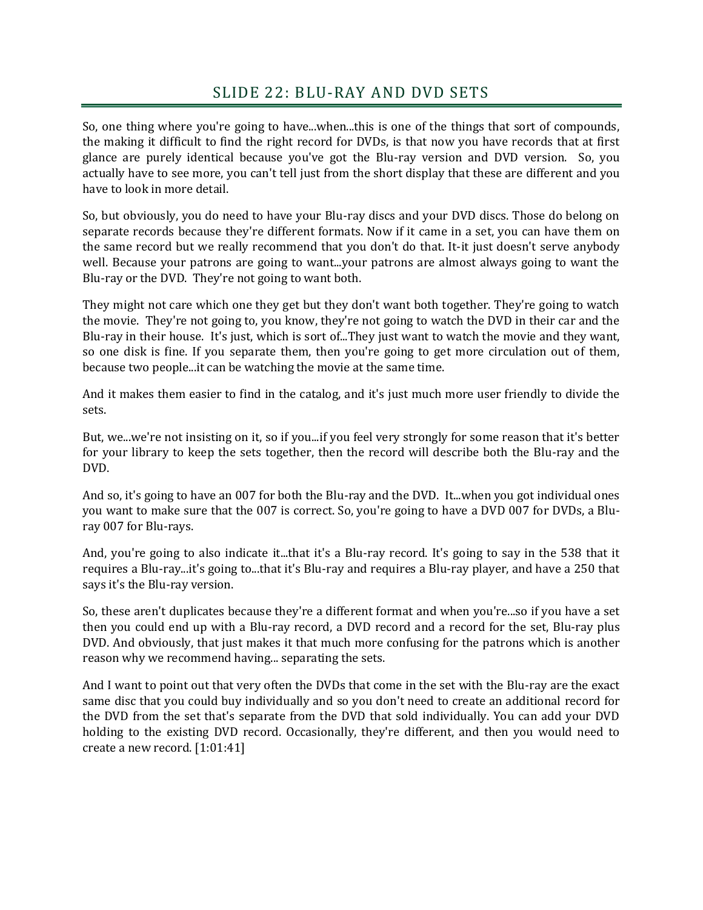## SLIDE 22: BLU-RAY AND DVD SETS

So, one thing where you're going to have...when...this is one of the things that sort of compounds, the making it difficult to find the right record for DVDs, is that now you have records that at first glance are purely identical because you've got the Blu-ray version and DVD version. So, you actually have to see more, you can't tell just from the short display that these are different and you have to look in more detail.

So, but obviously, you do need to have your Blu-ray discs and your DVD discs. Those do belong on separate records because they're different formats. Now if it came in a set, you can have them on the same record but we really recommend that you don't do that. It-it just doesn't serve anybody well. Because your patrons are going to want...your patrons are almost always going to want the Blu-ray or the DVD. They're not going to want both.

They might not care which one they get but they don't want both together. They're going to watch the movie. They're not going to, you know, they're not going to watch the DVD in their car and the Blu-ray in their house. It's just, which is sort of...They just want to watch the movie and they want, so one disk is fine. If you separate them, then you're going to get more circulation out of them, because two people...it can be watching the movie at the same time.

And it makes them easier to find in the catalog, and it's just much more user friendly to divide the sets.

But, we...we're not insisting on it, so if you...if you feel very strongly for some reason that it's better for your library to keep the sets together, then the record will describe both the Blu-ray and the DVD.

And so, it's going to have an 007 for both the Blu-ray and the DVD. It...when you got individual ones you want to make sure that the 007 is correct. So, you're going to have a DVD 007 for DVDs, a Blu-ray 007 for Blu-rays.

And, you're going to also indicate it...that it's a Blu-ray record. It's going to say in the 538 that it requires a Blu-ray...it's going to...that it's Blu-ray and requires a Blu-ray player, and have a 250 that says it's the Blu-ray version.

So, these aren't duplicates because they're a different format and when you're...so if you have a set then you could end up with a Blu-ray record, a DVD record and a record for the set, Blu-ray plus DVD. And obviously, that just makes it that much more confusing for the patrons which is another reason why we recommend having... separating the sets.

And I want to point out that very often the DVDs that come in the set with the Blu-ray are the exact same disc that you could buy individually and so you don't need to create an additional record for the DVD from the set that's separate from the DVD that sold individually. You can add your DVD holding to the existing DVD record. Occasionally, they're different, and then you would need to create a new record. [1:01:41]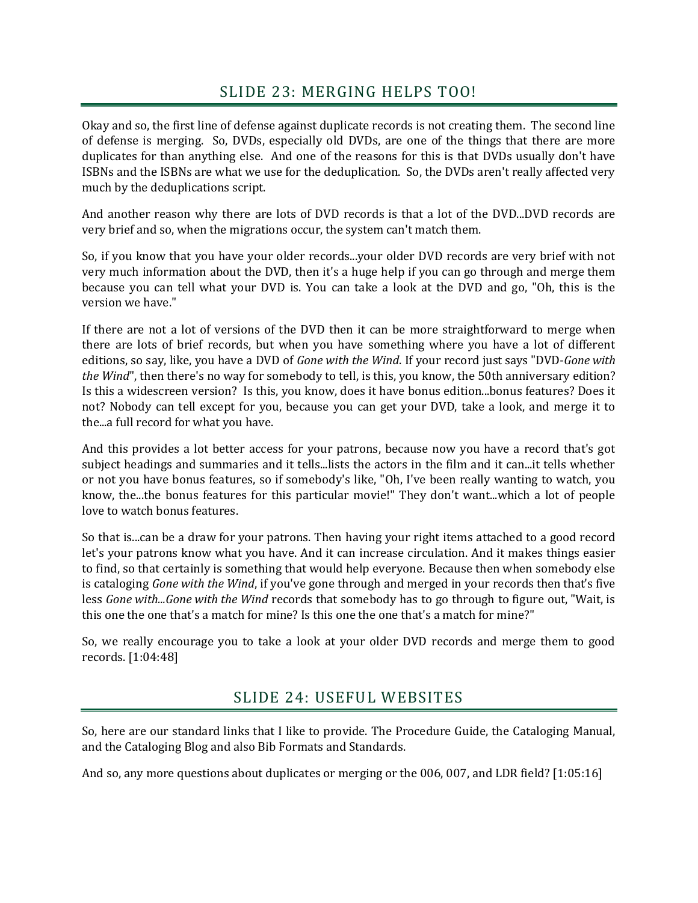## SLIDE 23: MERGING HELPS TOO!

Okay and so, the first line of defense against duplicate records is not creating them. The second line of defense is merging. So, DVDs, especially old DVDs, are one of the things that there are more duplicates for than anything else. And one of the reasons for this is that DVDs usually don't have ISBNs and the ISBNs are what we use for the deduplication. So, the DVDs aren't really affected very much by the deduplications script.

And another reason why there are lots of DVD records is that a lot of the DVD...DVD records are very brief and so, when the migrations occur, the system can't match them.

So, if you know that you have your older records...your older DVD records are very brief with not very much information about the DVD, then it's a huge help if you can go through and merge them because you can tell what your DVD is. You can take a look at the DVD and go, "Oh, this is the version we have."

If there are not a lot of versions of the DVD then it can be more straightforward to merge when there are lots of brief records, but when you have something where you have a lot of different editions, so say, like, you have a DVD of *Gone with the Wind*. If your record just says "DVD-*Gone with the Wind*", then there's no way for somebody to tell, is this, you know, the 50th anniversary edition? Is this a widescreen version? Is this, you know, does it have bonus edition...bonus features? Does it not? Nobody can tell except for you, because you can get your DVD, take a look, and merge it to the...a full record for what you have.

And this provides a lot better access for your patrons, because now you have a record that's got subject headings and summaries and it tells...lists the actors in the film and it can...it tells whether or not you have bonus features, so if somebody's like, "Oh, I've been really wanting to watch, you know, the...the bonus features for this particular movie!" They don't want...which a lot of people love to watch bonus features.

So that is...can be a draw for your patrons. Then having your right items attached to a good record let's your patrons know what you have. And it can increase circulation. And it makes things easier to find, so that certainly is something that would help everyone. Because then when somebody else is cataloging *Gone with the Wind*, if you've gone through and merged in your records then that's five less *Gone with...Gone with the Wind* records that somebody has to go through to figure out, "Wait, is this one the one that's a match for mine? Is this one the one that's a match for mine?"

So, we really encourage you to take a look at your older DVD records and merge them to good records. [1:04:48]

## SLIDE 24: USEFUL WEBSITES

So, here are our standard links that I like to provide. The Procedure Guide, the Cataloging Manual, and the Cataloging Blog and also Bib Formats and Standards.

And so, any more questions about duplicates or merging or the 006, 007, and LDR field? [1:05:16]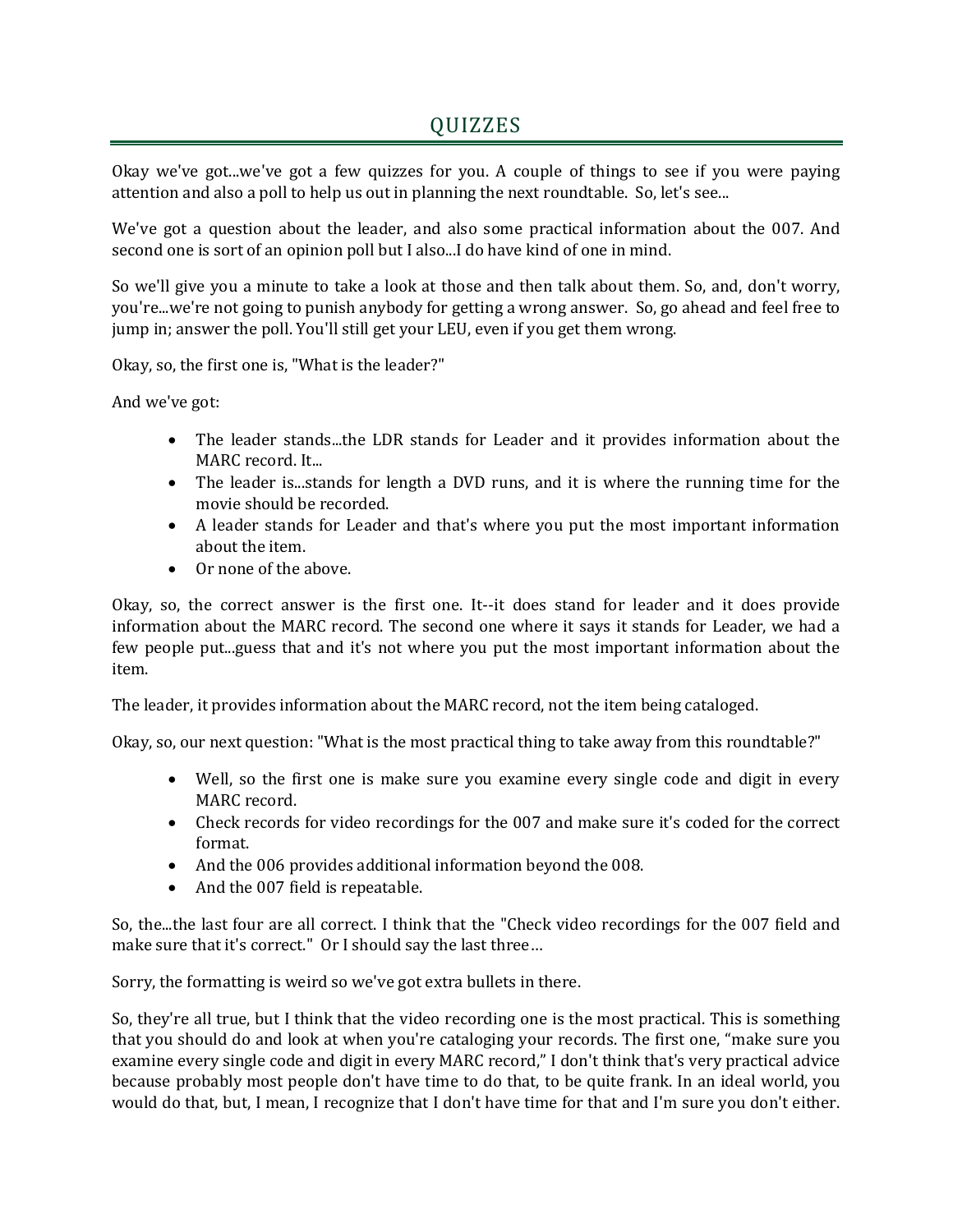# QUIZZES

Okay we've got...we've got a few quizzes for you. A couple of things to see if you were paying attention and also a poll to help us out in planning the next roundtable. So, let's see...

We've got a question about the leader, and also some practical information about the 007. And second one is sort of an opinion poll but I also...I do have kind of one in mind.

So we'll give you a minute to take a look at those and then talk about them. So, and, don't worry, you're...we're not going to punish anybody for getting a wrong answer. So, go ahead and feel free to jump in; answer the poll. You'll still get your LEU, even if you get them wrong.

Okay, so, the first one is, "What is the leader?"

And we've got:

- The leader stands...the LDR stands for Leader and it provides information about the MARC record. It...
- The leader is...stands for length a DVD runs, and it is where the running time for the movie should be recorded.
- A leader stands for Leader and that's where you put the most important information about the item.
- Or none of the above.

Okay, so, the correct answer is the first one. It--it does stand for leader and it does provide information about the MARC record. The second one where it says it stands for Leader, we had a few people put...guess that and it's not where you put the most important information about the item.

The leader, it provides information about the MARC record, not the item being cataloged.

Okay, so, our next question: "What is the most practical thing to take away from this roundtable?"

- Well, so the first one is make sure you examine every single code and digit in every MARC record.
- Check records for video recordings for the 007 and make sure it's coded for the correct format.
- And the 006 provides additional information beyond the 008.
- And the 007 field is repeatable.

So, the...the last four are all correct. I think that the "Check video recordings for the 007 field and make sure that it's correct." Or I should say the last three…

Sorry, the formatting is weird so we've got extra bullets in there.

So, they're all true, but I think that the video recording one is the most practical. This is something that you should do and look at when you're cataloging your records. The first one, "make sure you examine every single code and digit in every MARC record," I don't think that's very practical advice because probably most people don't have time to do that, to be quite frank. In an ideal world, you would do that, but, I mean, I recognize that I don't have time for that and I'm sure you don't either.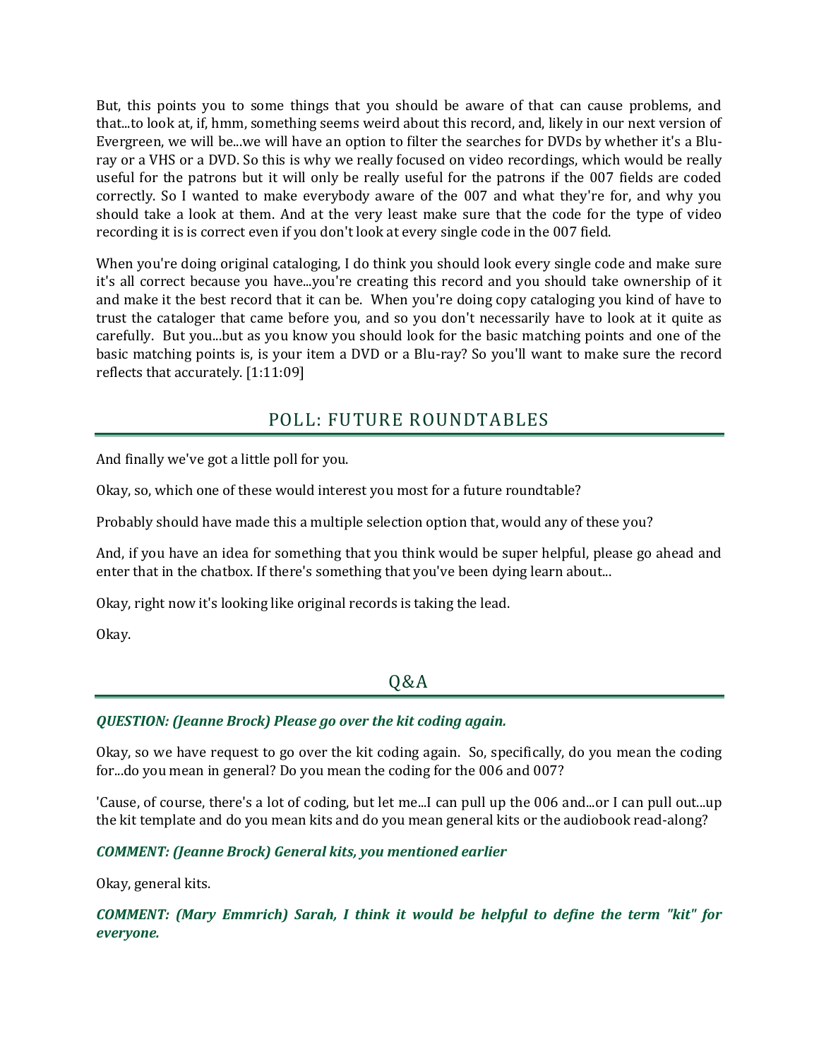But, this points you to some things that you should be aware of that can cause problems, and that...to look at, if, hmm, something seems weird about this record, and, likely in our next version of Evergreen, we will be...we will have an option to filter the searches for DVDs by whether it's a Blu-ray or a VHS or a DVD. So this is why we really focused on video recordings, which would be really useful for the patrons but it will only be really useful for the patrons if the 007 fields are coded correctly. So I wanted to make everybody aware of the 007 and what they're for, and why you should take a look at them. And at the very least make sure that the code for the type of video recording it is is correct even if you don't look at every single code in the 007 field.

When you're doing original cataloging, I do think you should look every single code and make sure it's all correct because you have...you're creating this record and you should take ownership of it and make it the best record that it can be. When you're doing copy cataloging you kind of have to trust the cataloger that came before you, and so you don't necessarily have to look at it quite as carefully. But you...but as you know you should look for the basic matching points and one of the basic matching points is, is your item a DVD or a Blu-ray? So you'll want to make sure the record reflects that accurately. [1:11:09]

## POLL: FUTURE ROUNDTABLES

And finally we've got a little poll for you.

Okay, so, which one of these would interest you most for a future roundtable?

Probably should have made this a multiple selection option that, would any of these you?

And, if you have an idea for something that you think would be super helpful, please go ahead and enter that in the chatbox. If there's something that you've been dying learn about...

Okay, right now it's looking like original records is taking the lead.

Okay.

## Q&A

***QUESTION: (Jeanne Brock) Please go over the kit coding again.***

Okay, so we have request to go over the kit coding again. So, specifically, do you mean the coding for...do you mean in general? Do you mean the coding for the 006 and 007?

'Cause, of course, there's a lot of coding, but let me...I can pull up the 006 and...or I can pull out...up the kit template and do you mean kits and do you mean general kits or the audiobook read-along?

***COMMENT: (Jeanne Brock) General kits, you mentioned earlier***

Okay, general kits.

***COMMENT: (Mary Emmrich) Sarah, I think it would be helpful to define the term "kit" for everyone.***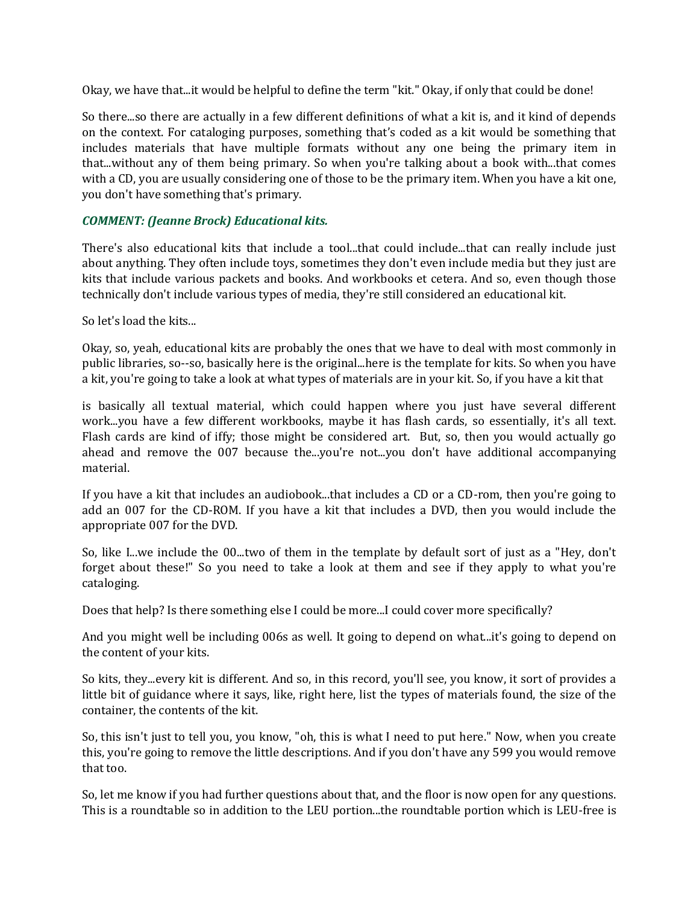Okay, we have that...it would be helpful to define the term "kit." Okay, if only that could be done!

So there...so there are actually in a few different definitions of what a kit is, and it kind of depends on the context. For cataloging purposes, something that's coded as a kit would be something that includes materials that have multiple formats without any one being the primary item in that...without any of them being primary. So when you're talking about a book with...that comes with a CD, you are usually considering one of those to be the primary item. When you have a kit one, you don't have something that's primary.

***COMMENT: (Jeanne Brock) Educational kits.***

There's also educational kits that include a tool...that could include...that can really include just about anything. They often include toys, sometimes they don't even include media but they just are kits that include various packets and books. And workbooks et cetera. And so, even though those technically don't include various types of media, they're still considered an educational kit.

So let's load the kits...

Okay, so, yeah, educational kits are probably the ones that we have to deal with most commonly in public libraries, so--so, basically here is the original...here is the template for kits. So when you have a kit, you're going to take a look at what types of materials are in your kit. So, if you have a kit that is basically all textual material, which could happen where you just have several different work...you have a few different workbooks, maybe it has flash cards, so essentially, it's all text. Flash cards are kind of iffy; those might be considered art. But, so, then you would actually go ahead and remove the 007 because the...you're not...you don't have additional accompanying material.

If you have a kit that includes an audiobook...that includes a CD or a CD-rom, then you're going to add an 007 for the CD-ROM. If you have a kit that includes a DVD, then you would include the appropriate 007 for the DVD.

So, like I...we include the 00...two of them in the template by default sort of just as a "Hey, don't forget about these!" So you need to take a look at them and see if they apply to what you're cataloging.

Does that help? Is there something else I could be more...I could cover more specifically?

And you might well be including 006s as well. It going to depend on what...it's going to depend on the content of your kits.

So kits, they...every kit is different. And so, in this record, you'll see, you know, it sort of provides a little bit of guidance where it says, like, right here, list the types of materials found, the size of the container, the contents of the kit.

So, this isn't just to tell you, you know, "oh, this is what I need to put here." Now, when you create this, you're going to remove the little descriptions. And if you don't have any 599 you would remove that too.

So, let me know if you had further questions about that, and the floor is now open for any questions. This is a roundtable so in addition to the LEU portion...the roundtable portion which is LEU-free is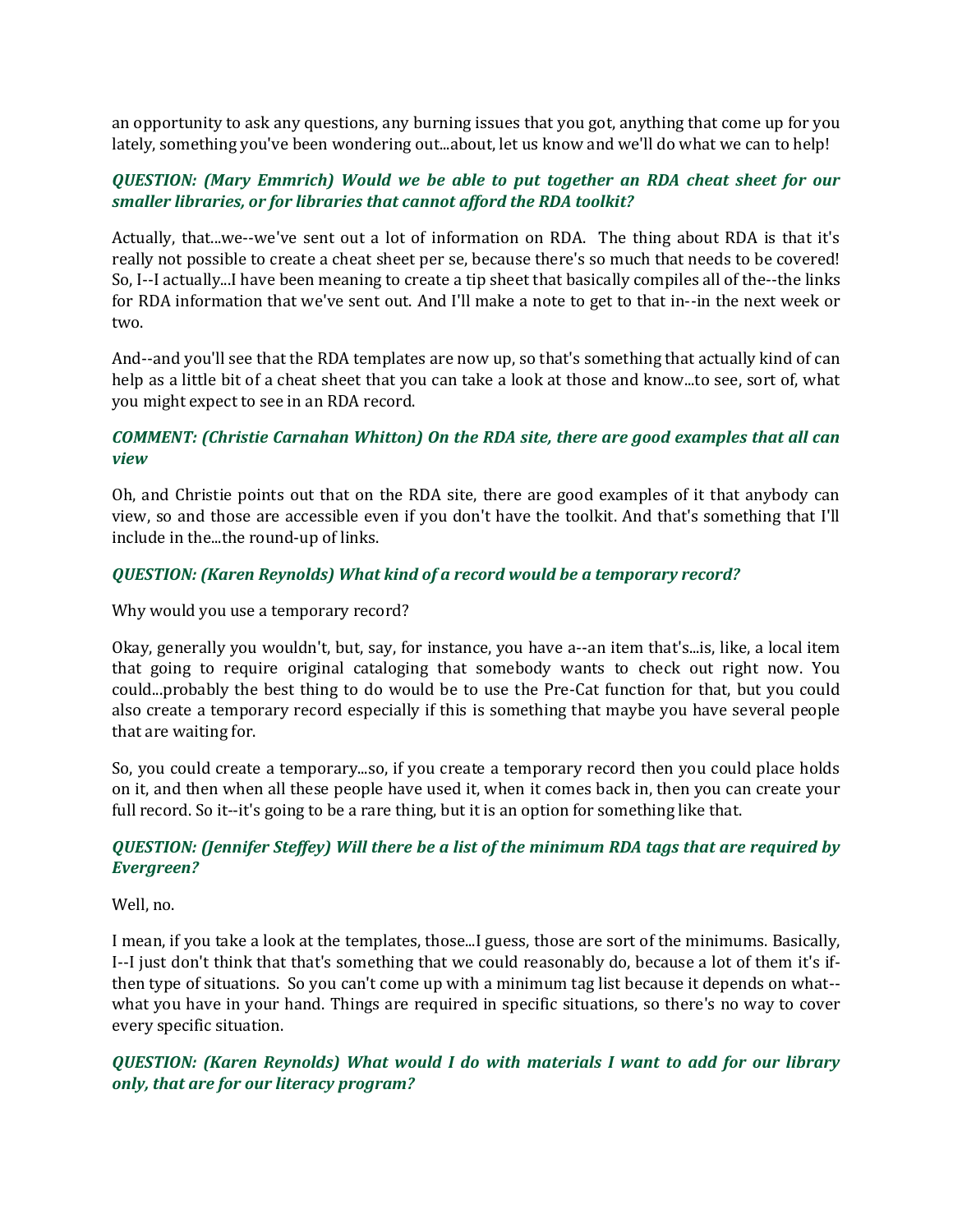an opportunity to ask any questions, any burning issues that you got, anything that come up for you lately, something you've been wondering out...about, let us know and we'll do what we can to help!

***QUESTION: (Mary Emmrich) Would we be able to put together an RDA cheat sheet for our smaller libraries, or for libraries that cannot afford the RDA toolkit?***

Actually, that...we--we've sent out a lot of information on RDA. The thing about RDA is that it's really not possible to create a cheat sheet per se, because there's so much that needs to be covered! So, I--I actually...I have been meaning to create a tip sheet that basically compiles all of the--the links for RDA information that we've sent out. And I'll make a note to get to that in--in the next week or two.

And--and you'll see that the RDA templates are now up, so that's something that actually kind of can help as a little bit of a cheat sheet that you can take a look at those and know...to see, sort of, what you might expect to see in an RDA record.

***COMMENT: (Christie Carnahan Whitton) On the RDA site, there are good examples that all can view***

Oh, and Christie points out that on the RDA site, there are good examples of it that anybody can view, so and those are accessible even if you don't have the toolkit. And that's something that I'll include in the...the round-up of links.

***QUESTION: (Karen Reynolds) What kind of a record would be a temporary record?***

Why would you use a temporary record?

Okay, generally you wouldn't, but, say, for instance, you have a--an item that's...is, like, a local item that going to require original cataloging that somebody wants to check out right now. You could...probably the best thing to do would be to use the Pre-Cat function for that, but you could also create a temporary record especially if this is something that maybe you have several people that are waiting for.

So, you could create a temporary...so, if you create a temporary record then you could place holds on it, and then when all these people have used it, when it comes back in, then you can create your full record. So it--it's going to be a rare thing, but it is an option for something like that.

***QUESTION: (Jennifer Steffey) Will there be a list of the minimum RDA tags that are required by Evergreen?***

Well, no.

I mean, if you take a look at the templates, those...I guess, those are sort of the minimums. Basically, I--I just don't think that that's something that we could reasonably do, because a lot of them it's if-then type of situations. So you can't come up with a minimum tag list because it depends on what--what you have in your hand. Things are required in specific situations, so there's no way to cover every specific situation.

***QUESTION: (Karen Reynolds) What would I do with materials I want to add for our library only, that are for our literacy program?***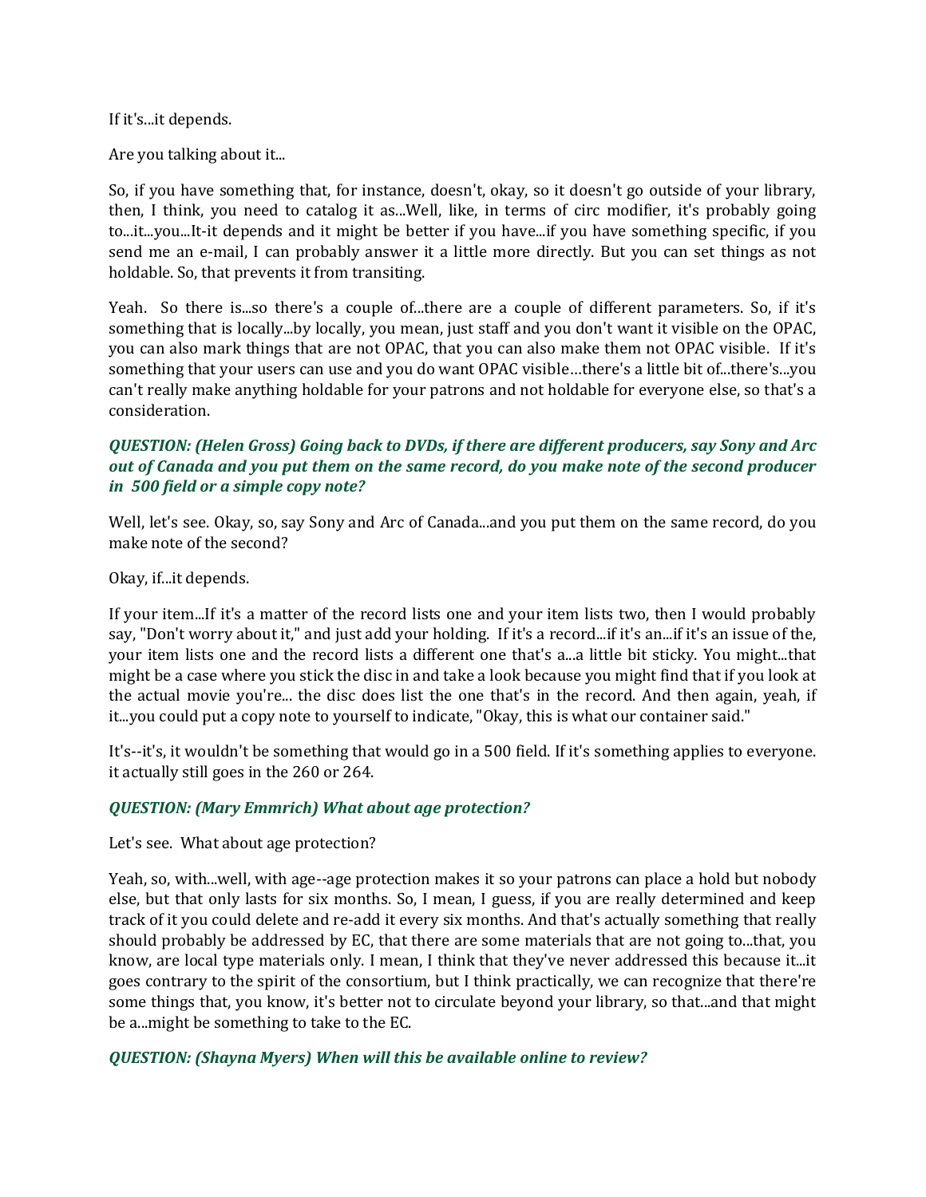If it's...it depends.

Are you talking about it...

So, if you have something that, for instance, doesn't, okay, so it doesn't go outside of your library, then, I think, you need to catalog it as...Well, like, in terms of circ modifier, it's probably going to...it...you...It-it depends and it might be better if you have...if you have something specific, if you send me an e-mail, I can probably answer it a little more directly. But you can set things as not holdable. So, that prevents it from transiting.

Yeah. So there is...so there's a couple of...there are a couple of different parameters. So, if it's something that is locally...by locally, you mean, just staff and you don't want it visible on the OPAC, you can also mark things that are not OPAC, that you can also make them not OPAC visible. If it's something that your users can use and you do want OPAC visible…there's a little bit of...there's...you can't really make anything holdable for your patrons and not holdable for everyone else, so that's a consideration.

***QUESTION: (Helen Gross) Going back to DVDs, if there are different producers, say Sony and Arc out of Canada and you put them on the same record, do you make note of the second producer in 500 field or a simple copy note?***

Well, let's see. Okay, so, say Sony and Arc of Canada...and you put them on the same record, do you make note of the second?

Okay, if...it depends.

If your item...If it's a matter of the record lists one and your item lists two, then I would probably say, "Don't worry about it," and just add your holding. If it's a record...if it's an...if it's an issue of the, your item lists one and the record lists a different one that's a...a little bit sticky. You might...that might be a case where you stick the disc in and take a look because you might find that if you look at the actual movie you're... the disc does list the one that's in the record. And then again, yeah, if it...you could put a copy note to yourself to indicate, "Okay, this is what our container said."

It's--it's, it wouldn't be something that would go in a 500 field. If it's something applies to everyone. it actually still goes in the 260 or 264.

***QUESTION: (Mary Emmrich) What about age protection?***

Let's see. What about age protection?

Yeah, so, with...well, with age--age protection makes it so your patrons can place a hold but nobody else, but that only lasts for six months. So, I mean, I guess, if you are really determined and keep track of it you could delete and re-add it every six months. And that's actually something that really should probably be addressed by EC, that there are some materials that are not going to...that, you know, are local type materials only. I mean, I think that they've never addressed this because it...it goes contrary to the spirit of the consortium, but I think practically, we can recognize that there're some things that, you know, it's better not to circulate beyond your library, so that...and that might be a...might be something to take to the EC.

***QUESTION: (Shayna Myers) When will this be available online to review?***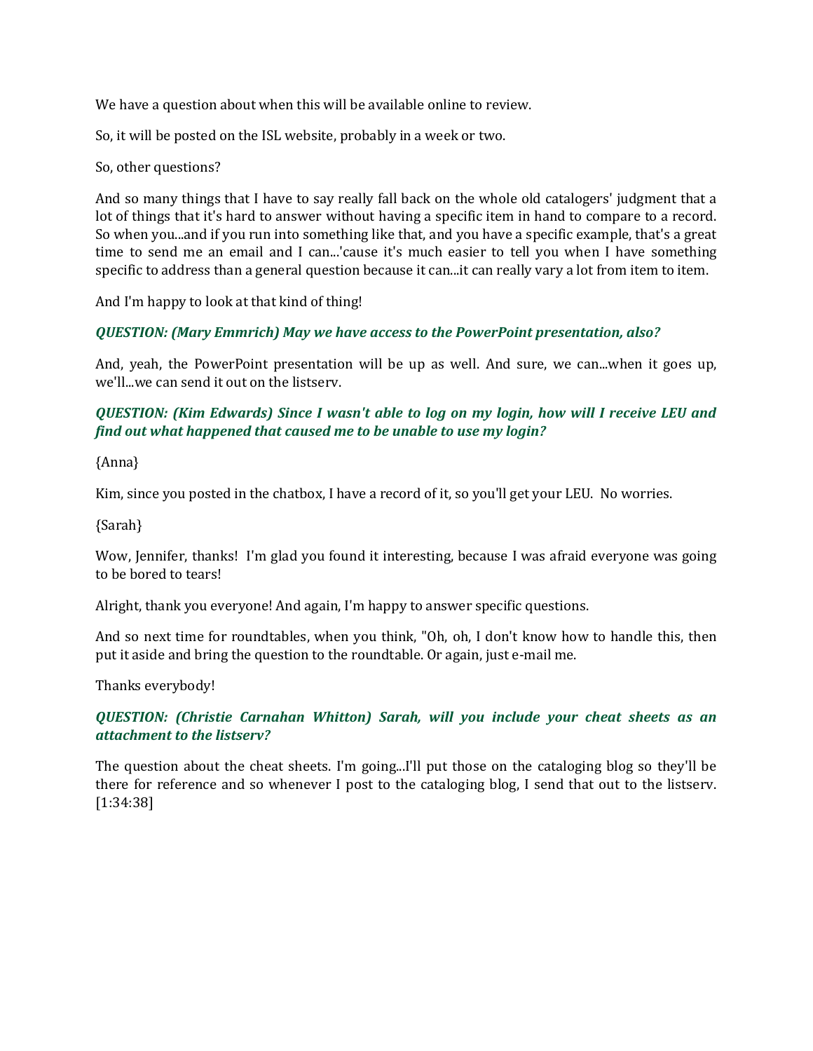We have a question about when this will be available online to review.

So, it will be posted on the ISL website, probably in a week or two.

So, other questions?

And so many things that I have to say really fall back on the whole old catalogers' judgment that a lot of things that it's hard to answer without having a specific item in hand to compare to a record. So when you...and if you run into something like that, and you have a specific example, that's a great time to send me an email and I can...'cause it's much easier to tell you when I have something specific to address than a general question because it can...it can really vary a lot from item to item.

And I'm happy to look at that kind of thing!

***QUESTION: (Mary Emmrich) May we have access to the PowerPoint presentation, also?***

And, yeah, the PowerPoint presentation will be up as well. And sure, we can...when it goes up, we'll...we can send it out on the listserv.

***QUESTION: (Kim Edwards) Since I wasn't able to log on my login, how will I receive LEU and find out what happened that caused me to be unable to use my login?***

{Anna}

Kim, since you posted in the chatbox, I have a record of it, so you'll get your LEU. No worries.

{Sarah}

Wow, Jennifer, thanks! I'm glad you found it interesting, because I was afraid everyone was going to be bored to tears!

Alright, thank you everyone! And again, I'm happy to answer specific questions.

And so next time for roundtables, when you think, "Oh, oh, I don't know how to handle this, then put it aside and bring the question to the roundtable. Or again, just e-mail me.

Thanks everybody!

***QUESTION: (Christie Carnahan Whitton) Sarah, will you include your cheat sheets as an attachment to the listserv?***

The question about the cheat sheets. I'm going...I'll put those on the cataloging blog so they'll be there for reference and so whenever I post to the cataloging blog, I send that out to the listserv. [1:34:38]